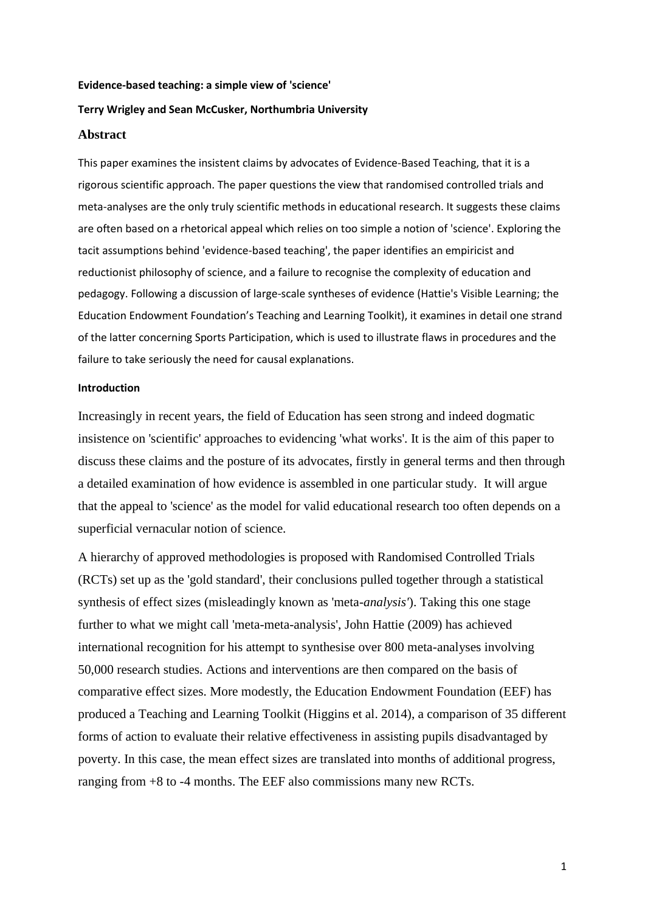**Evidence-based teaching: a simple view of 'science'**

**Terry Wrigley and Sean McCusker, Northumbria University**

## Abstract

This paper examines the insistent claims by advocates of Evidence-Based Teaching, that it is a rigorous scientific approach. The paper questions the view that randomised controlled trials and meta-analyses are the only truly scientific methods in educational research. It suggests these claims are often based on a rhetorical appeal which relies on too simple a notion of 'science'. Exploring the tacit assumptions behind 'evidence-based teaching', the paper identifies an empiricist and reductionist philosophy of science, and a failure to recognise the complexity of education and pedagogy. Following a discussion of large-scale syntheses of evidence (Hattie's Visible Learning; the Education Endowment Foundation's Teaching and Learning Toolkit), it examines in detail one strand of the latter concerning Sports Participation, which is used to illustrate flaws in procedures and the failure to take seriously the need for causal explanations.

**Introduction**

Increasingly in recent years, the field of Education has seen strong and indeed dogmatic insistence on 'scientific' approaches to evidencing 'what works'. It is the aim of this paper to discuss these claims and the posture of its advocates, firstly in general terms and then through a detailed examination of how evidence is assembled in one particular study. It will argue that the appeal to 'science' as the model for valid educational research too often depends on a superficial vernacular notion of science.

A hierarchy of approved methodologies is proposed with Randomised Controlled Trials (RCTs) set up as the 'gold standard', their conclusions pulled together through a statistical synthesis of effect sizes (misleadingly known as 'meta-*analysis'*). Taking this one stage further to what we might call 'meta-meta-analysis', John Hattie (2009) has achieved international recognition for his attempt to synthesise over 800 meta-analyses involving 50,000 research studies. Actions and interventions are then compared on the basis of comparative effect sizes. More modestly, the Education Endowment Foundation (EEF) has produced a Teaching and Learning Toolkit (Higgins et al. 2014), a comparison of 35 different forms of action to evaluate their relative effectiveness in assisting pupils disadvantaged by poverty. In this case, the mean effect sizes are translated into months of additional progress, ranging from +8 to -4 months. The EEF also commissions many new RCTs.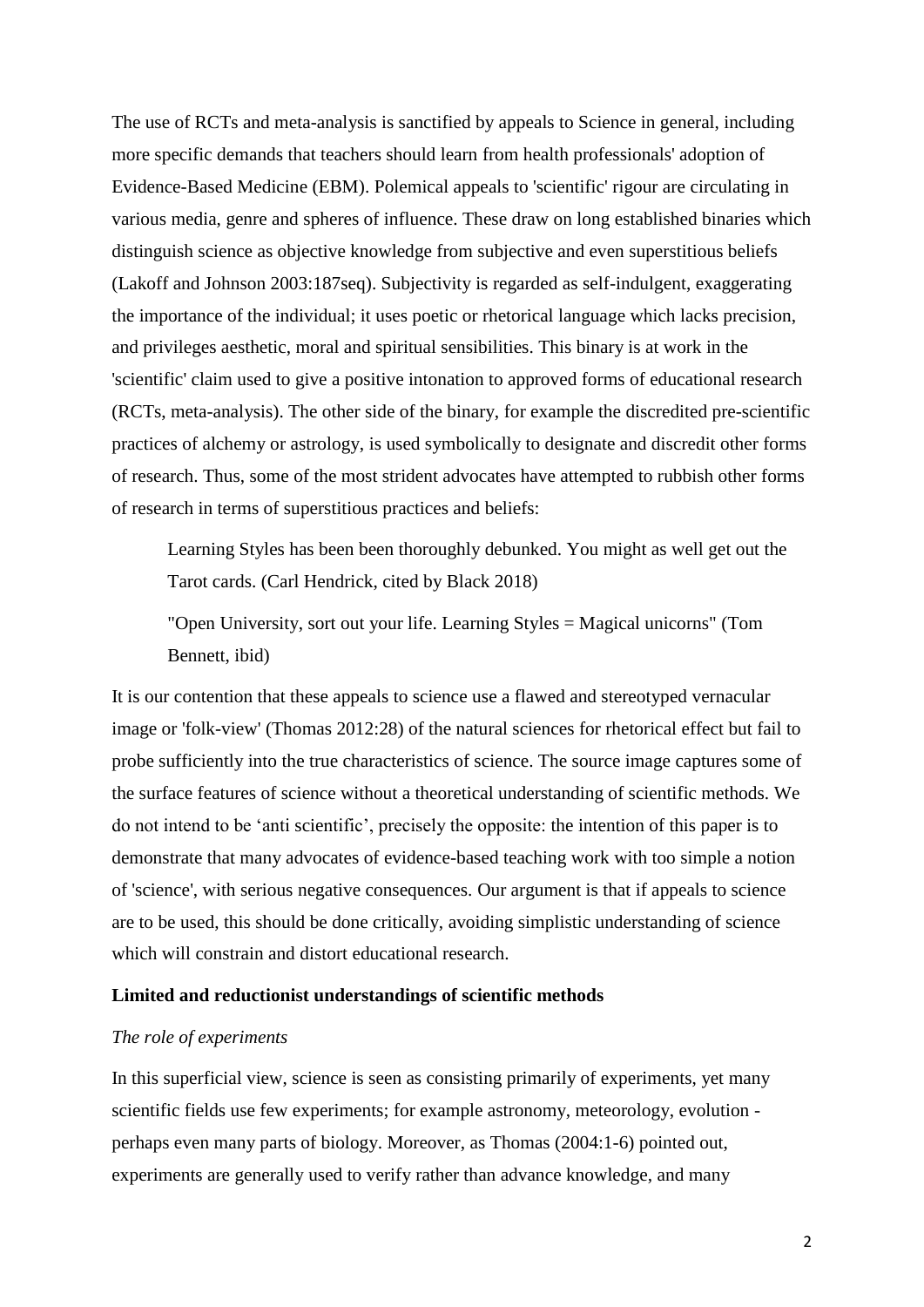The use of RCTs and meta-analysis is sanctified by appeals to Science in general, including more specific demands that teachers should learn from health professionals' adoption of Evidence-Based Medicine (EBM). Polemical appeals to 'scientific' rigour are circulating in various media, genre and spheres of influence. These draw on long established binaries which distinguish science as objective knowledge from subjective and even superstitious beliefs (Lakoff and Johnson 2003:187seq). Subjectivity is regarded as self-indulgent, exaggerating the importance of the individual; it uses poetic or rhetorical language which lacks precision, and privileges aesthetic, moral and spiritual sensibilities. This binary is at work in the 'scientific' claim used to give a positive intonation to approved forms of educational research (RCTs, meta-analysis). The other side of the binary, for example the discredited pre-scientific practices of alchemy or astrology, is used symbolically to designate and discredit other forms of research. Thus, some of the most strident advocates have attempted to rubbish other forms of research in terms of superstitious practices and beliefs:

> Learning Styles has been been thoroughly debunked. You might as well get out the Tarot cards. (Carl Hendrick, cited by Black 2018)
>
> "Open University, sort out your life. Learning Styles = Magical unicorns" (Tom Bennett, ibid)

It is our contention that these appeals to science use a flawed and stereotyped vernacular image or 'folk-view' (Thomas 2012:28) of the natural sciences for rhetorical effect but fail to probe sufficiently into the true characteristics of science. The source image captures some of the surface features of science without a theoretical understanding of scientific methods. We do not intend to be 'anti scientific', precisely the opposite: the intention of this paper is to demonstrate that many advocates of evidence-based teaching work with too simple a notion of 'science', with serious negative consequences. Our argument is that if appeals to science are to be used, this should be done critically, avoiding simplistic understanding of science which will constrain and distort educational research.

## Limited and reductionist understandings of scientific methods

### *The role of experiments*

In this superficial view, science is seen as consisting primarily of experiments, yet many scientific fields use few experiments; for example astronomy, meteorology, evolution - perhaps even many parts of biology. Moreover, as Thomas (2004:1-6) pointed out, experiments are generally used to verify rather than advance knowledge, and many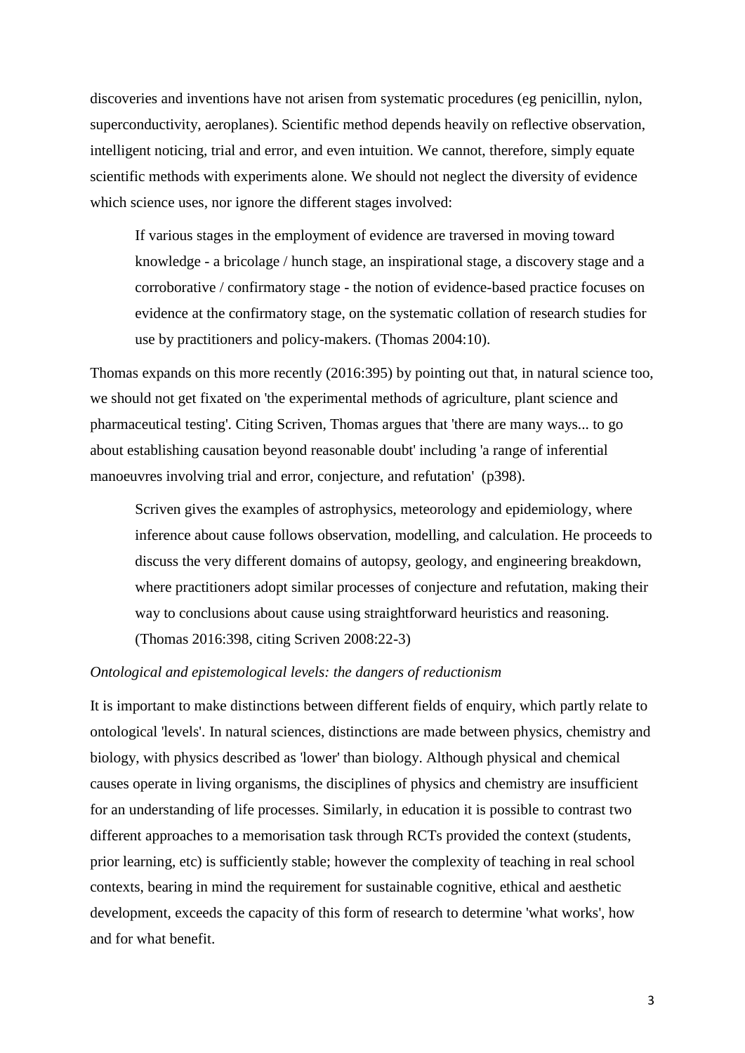discoveries and inventions have not arisen from systematic procedures (eg penicillin, nylon, superconductivity, aeroplanes). Scientific method depends heavily on reflective observation, intelligent noticing, trial and error, and even intuition. We cannot, therefore, simply equate scientific methods with experiments alone. We should not neglect the diversity of evidence which science uses, nor ignore the different stages involved:

> If various stages in the employment of evidence are traversed in moving toward knowledge - a bricolage / hunch stage, an inspirational stage, a discovery stage and a corroborative / confirmatory stage - the notion of evidence-based practice focuses on evidence at the confirmatory stage, on the systematic collation of research studies for use by practitioners and policy-makers. (Thomas 2004:10).

Thomas expands on this more recently (2016:395) by pointing out that, in natural science too, we should not get fixated on 'the experimental methods of agriculture, plant science and pharmaceutical testing'. Citing Scriven, Thomas argues that 'there are many ways... to go about establishing causation beyond reasonable doubt' including 'a range of inferential manoeuvres involving trial and error, conjecture, and refutation' (p398).

> Scriven gives the examples of astrophysics, meteorology and epidemiology, where inference about cause follows observation, modelling, and calculation. He proceeds to discuss the very different domains of autopsy, geology, and engineering breakdown, where practitioners adopt similar processes of conjecture and refutation, making their way to conclusions about cause using straightforward heuristics and reasoning. (Thomas 2016:398, citing Scriven 2008:22-3)

*Ontological and epistemological levels: the dangers of reductionism*

It is important to make distinctions between different fields of enquiry, which partly relate to ontological 'levels'. In natural sciences, distinctions are made between physics, chemistry and biology, with physics described as 'lower' than biology. Although physical and chemical causes operate in living organisms, the disciplines of physics and chemistry are insufficient for an understanding of life processes. Similarly, in education it is possible to contrast two different approaches to a memorisation task through RCTs provided the context (students, prior learning, etc) is sufficiently stable; however the complexity of teaching in real school contexts, bearing in mind the requirement for sustainable cognitive, ethical and aesthetic development, exceeds the capacity of this form of research to determine 'what works', how and for what benefit.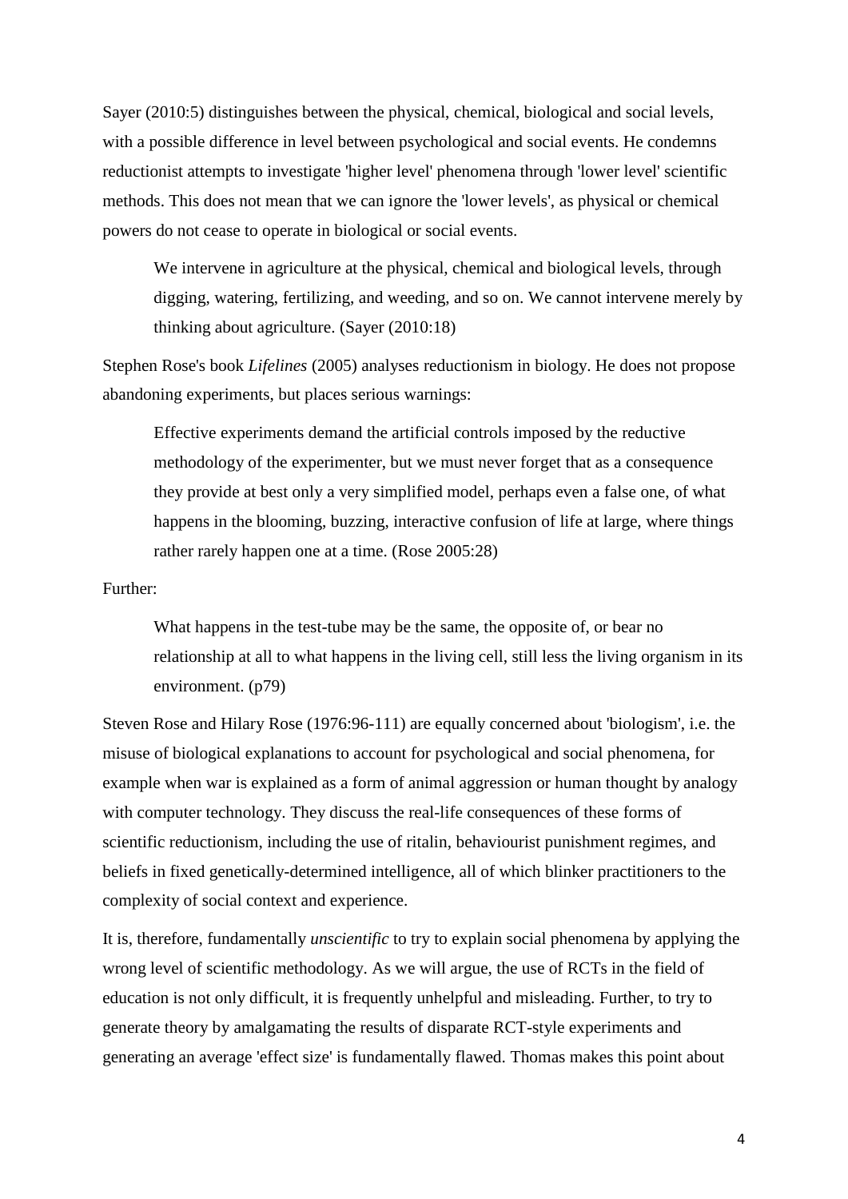Sayer (2010:5) distinguishes between the physical, chemical, biological and social levels, with a possible difference in level between psychological and social events. He condemns reductionist attempts to investigate 'higher level' phenomena through 'lower level' scientific methods. This does not mean that we can ignore the 'lower levels', as physical or chemical powers do not cease to operate in biological or social events.

> We intervene in agriculture at the physical, chemical and biological levels, through digging, watering, fertilizing, and weeding, and so on. We cannot intervene merely by thinking about agriculture. (Sayer (2010:18)

Stephen Rose's book *Lifelines* (2005) analyses reductionism in biology. He does not propose abandoning experiments, but places serious warnings:

> Effective experiments demand the artificial controls imposed by the reductive methodology of the experimenter, but we must never forget that as a consequence they provide at best only a very simplified model, perhaps even a false one, of what happens in the blooming, buzzing, interactive confusion of life at large, where things rather rarely happen one at a time. (Rose 2005:28)

Further:

> What happens in the test-tube may be the same, the opposite of, or bear no relationship at all to what happens in the living cell, still less the living organism in its environment. (p79)

Steven Rose and Hilary Rose (1976:96-111) are equally concerned about 'biologism', i.e. the misuse of biological explanations to account for psychological and social phenomena, for example when war is explained as a form of animal aggression or human thought by analogy with computer technology. They discuss the real-life consequences of these forms of scientific reductionism, including the use of ritalin, behaviourist punishment regimes, and beliefs in fixed genetically-determined intelligence, all of which blinker practitioners to the complexity of social context and experience.

It is, therefore, fundamentally *unscientific* to try to explain social phenomena by applying the wrong level of scientific methodology. As we will argue, the use of RCTs in the field of education is not only difficult, it is frequently unhelpful and misleading. Further, to try to generate theory by amalgamating the results of disparate RCT-style experiments and generating an average 'effect size' is fundamentally flawed. Thomas makes this point about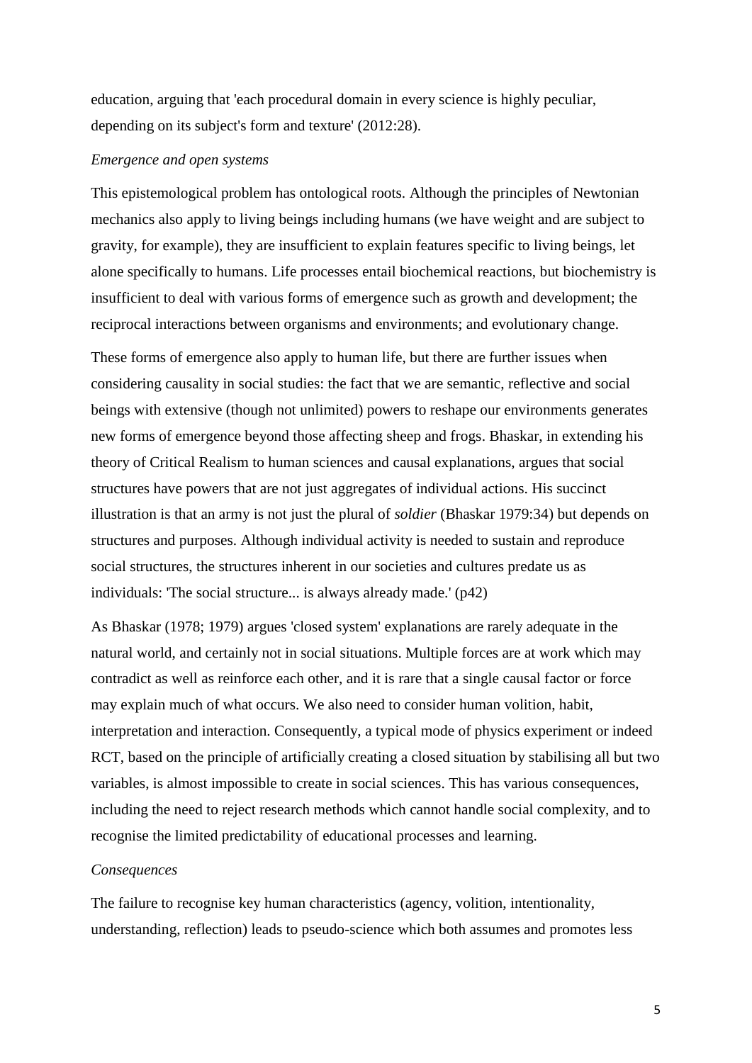education, arguing that 'each procedural domain in every science is highly peculiar, depending on its subject's form and texture' (2012:28).

*Emergence and open systems*

This epistemological problem has ontological roots. Although the principles of Newtonian mechanics also apply to living beings including humans (we have weight and are subject to gravity, for example), they are insufficient to explain features specific to living beings, let alone specifically to humans. Life processes entail biochemical reactions, but biochemistry is insufficient to deal with various forms of emergence such as growth and development; the reciprocal interactions between organisms and environments; and evolutionary change.

These forms of emergence also apply to human life, but there are further issues when considering causality in social studies: the fact that we are semantic, reflective and social beings with extensive (though not unlimited) powers to reshape our environments generates new forms of emergence beyond those affecting sheep and frogs. Bhaskar, in extending his theory of Critical Realism to human sciences and causal explanations, argues that social structures have powers that are not just aggregates of individual actions. His succinct illustration is that an army is not just the plural of *soldier* (Bhaskar 1979:34) but depends on structures and purposes. Although individual activity is needed to sustain and reproduce social structures, the structures inherent in our societies and cultures predate us as individuals: 'The social structure... is always already made.' (p42)

As Bhaskar (1978; 1979) argues 'closed system' explanations are rarely adequate in the natural world, and certainly not in social situations. Multiple forces are at work which may contradict as well as reinforce each other, and it is rare that a single causal factor or force may explain much of what occurs. We also need to consider human volition, habit, interpretation and interaction. Consequently, a typical mode of physics experiment or indeed RCT, based on the principle of artificially creating a closed situation by stabilising all but two variables, is almost impossible to create in social sciences. This has various consequences, including the need to reject research methods which cannot handle social complexity, and to recognise the limited predictability of educational processes and learning.

*Consequences*

The failure to recognise key human characteristics (agency, volition, intentionality, understanding, reflection) leads to pseudo-science which both assumes and promotes less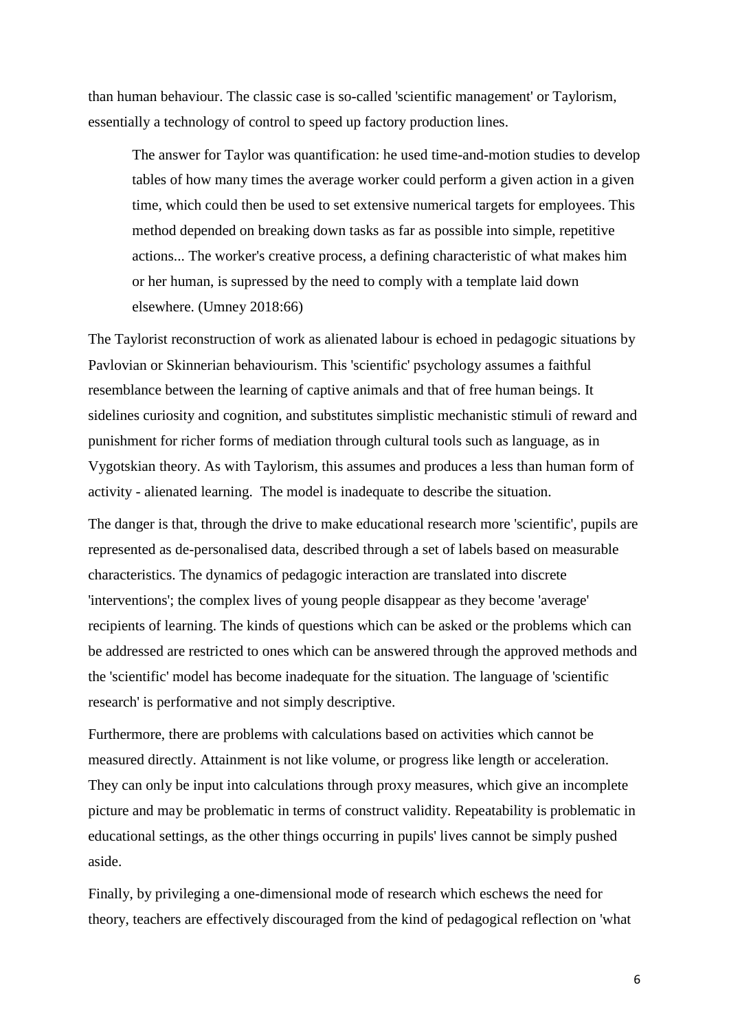than human behaviour. The classic case is so-called 'scientific management' or Taylorism, essentially a technology of control to speed up factory production lines.

> The answer for Taylor was quantification: he used time-and-motion studies to develop tables of how many times the average worker could perform a given action in a given time, which could then be used to set extensive numerical targets for employees. This method depended on breaking down tasks as far as possible into simple, repetitive actions... The worker's creative process, a defining characteristic of what makes him or her human, is supressed by the need to comply with a template laid down elsewhere. (Umney 2018:66)

The Taylorist reconstruction of work as alienated labour is echoed in pedagogic situations by Pavlovian or Skinnerian behaviourism. This 'scientific' psychology assumes a faithful resemblance between the learning of captive animals and that of free human beings. It sidelines curiosity and cognition, and substitutes simplistic mechanistic stimuli of reward and punishment for richer forms of mediation through cultural tools such as language, as in Vygotskian theory. As with Taylorism, this assumes and produces a less than human form of activity - alienated learning. The model is inadequate to describe the situation.

The danger is that, through the drive to make educational research more 'scientific', pupils are represented as de-personalised data, described through a set of labels based on measurable characteristics. The dynamics of pedagogic interaction are translated into discrete 'interventions'; the complex lives of young people disappear as they become 'average' recipients of learning. The kinds of questions which can be asked or the problems which can be addressed are restricted to ones which can be answered through the approved methods and the 'scientific' model has become inadequate for the situation. The language of 'scientific research' is performative and not simply descriptive.

Furthermore, there are problems with calculations based on activities which cannot be measured directly. Attainment is not like volume, or progress like length or acceleration. They can only be input into calculations through proxy measures, which give an incomplete picture and may be problematic in terms of construct validity. Repeatability is problematic in educational settings, as the other things occurring in pupils' lives cannot be simply pushed aside.

Finally, by privileging a one-dimensional mode of research which eschews the need for theory, teachers are effectively discouraged from the kind of pedagogical reflection on 'what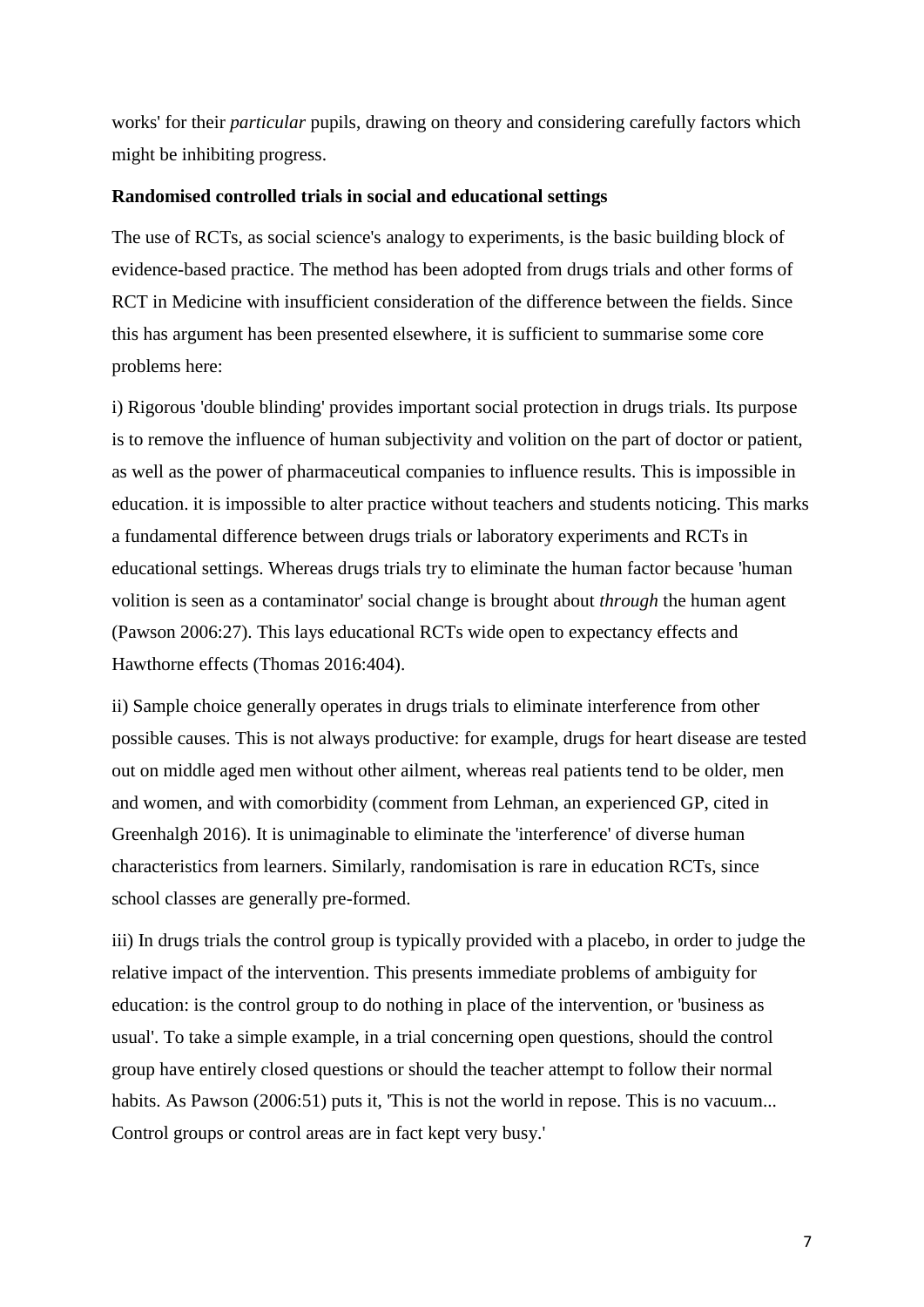works' for their *particular* pupils, drawing on theory and considering carefully factors which might be inhibiting progress.

**Randomised controlled trials in social and educational settings**

The use of RCTs, as social science's analogy to experiments, is the basic building block of evidence-based practice. The method has been adopted from drugs trials and other forms of RCT in Medicine with insufficient consideration of the difference between the fields. Since this has argument has been presented elsewhere, it is sufficient to summarise some core problems here:

i) Rigorous 'double blinding' provides important social protection in drugs trials. Its purpose is to remove the influence of human subjectivity and volition on the part of doctor or patient, as well as the power of pharmaceutical companies to influence results. This is impossible in education. it is impossible to alter practice without teachers and students noticing. This marks a fundamental difference between drugs trials or laboratory experiments and RCTs in educational settings. Whereas drugs trials try to eliminate the human factor because 'human volition is seen as a contaminator' social change is brought about *through* the human agent (Pawson 2006:27). This lays educational RCTs wide open to expectancy effects and Hawthorne effects (Thomas 2016:404).

ii) Sample choice generally operates in drugs trials to eliminate interference from other possible causes. This is not always productive: for example, drugs for heart disease are tested out on middle aged men without other ailment, whereas real patients tend to be older, men and women, and with comorbidity (comment from Lehman, an experienced GP, cited in Greenhalgh 2016). It is unimaginable to eliminate the 'interference' of diverse human characteristics from learners. Similarly, randomisation is rare in education RCTs, since school classes are generally pre-formed.

iii) In drugs trials the control group is typically provided with a placebo, in order to judge the relative impact of the intervention. This presents immediate problems of ambiguity for education: is the control group to do nothing in place of the intervention, or 'business as usual'. To take a simple example, in a trial concerning open questions, should the control group have entirely closed questions or should the teacher attempt to follow their normal habits. As Pawson (2006:51) puts it, 'This is not the world in repose. This is no vacuum... Control groups or control areas are in fact kept very busy.'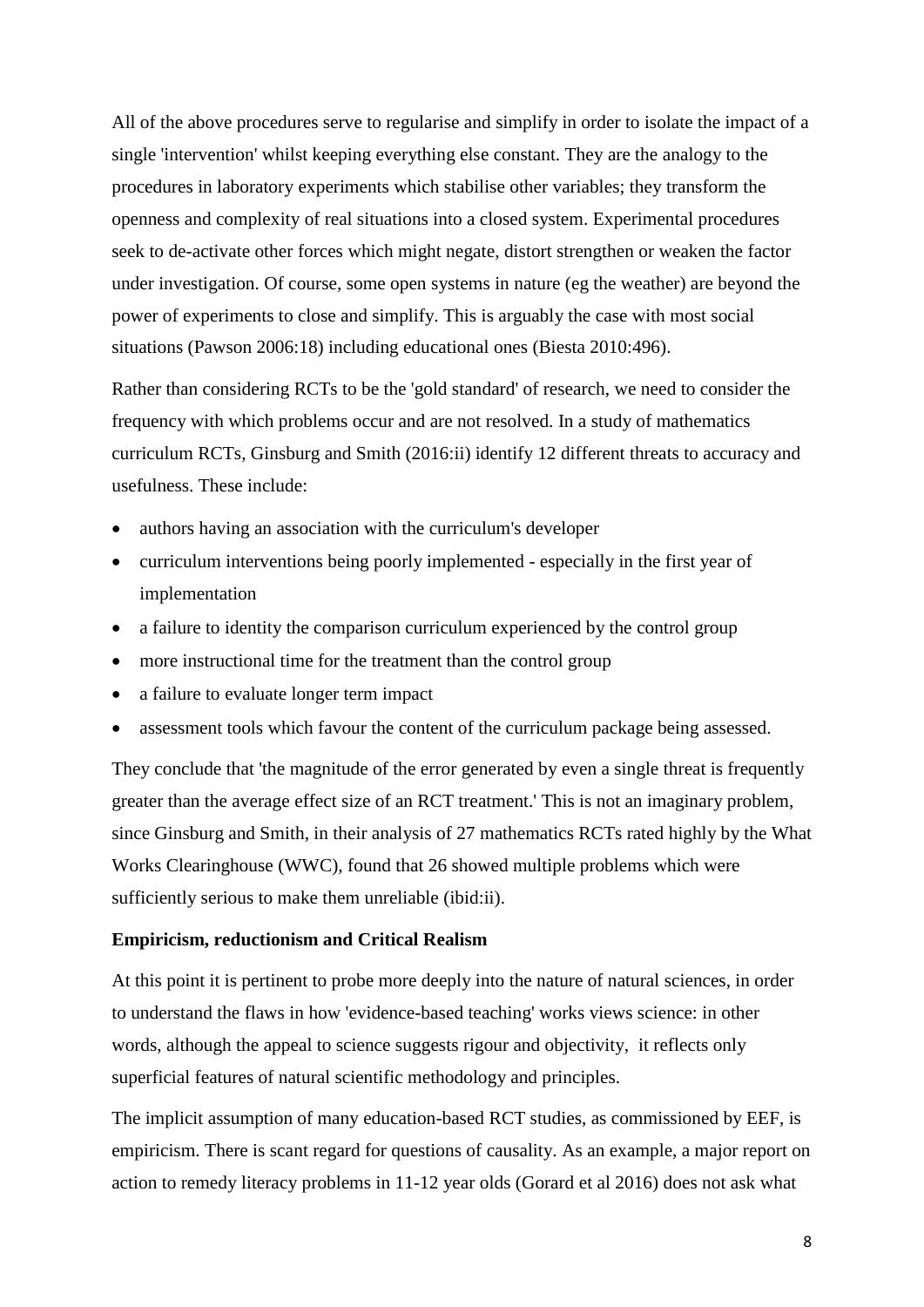All of the above procedures serve to regularise and simplify in order to isolate the impact of a single 'intervention' whilst keeping everything else constant. They are the analogy to the procedures in laboratory experiments which stabilise other variables; they transform the openness and complexity of real situations into a closed system. Experimental procedures seek to de-activate other forces which might negate, distort strengthen or weaken the factor under investigation. Of course, some open systems in nature (eg the weather) are beyond the power of experiments to close and simplify. This is arguably the case with most social situations (Pawson 2006:18) including educational ones (Biesta 2010:496).

Rather than considering RCTs to be the 'gold standard' of research, we need to consider the frequency with which problems occur and are not resolved. In a study of mathematics curriculum RCTs, Ginsburg and Smith (2016:ii) identify 12 different threats to accuracy and usefulness. These include:

- authors having an association with the curriculum's developer
- curriculum interventions being poorly implemented - especially in the first year of implementation
- a failure to identity the comparison curriculum experienced by the control group
- more instructional time for the treatment than the control group
- a failure to evaluate longer term impact
- assessment tools which favour the content of the curriculum package being assessed.

They conclude that 'the magnitude of the error generated by even a single threat is frequently greater than the average effect size of an RCT treatment.' This is not an imaginary problem, since Ginsburg and Smith, in their analysis of 27 mathematics RCTs rated highly by the What Works Clearinghouse (WWC), found that 26 showed multiple problems which were sufficiently serious to make them unreliable (ibid:ii).

**Empiricism, reductionism and Critical Realism**

At this point it is pertinent to probe more deeply into the nature of natural sciences, in order to understand the flaws in how 'evidence-based teaching' works views science: in other words, although the appeal to science suggests rigour and objectivity, it reflects only superficial features of natural scientific methodology and principles.

The implicit assumption of many education-based RCT studies, as commissioned by EEF, is empiricism. There is scant regard for questions of causality. As an example, a major report on action to remedy literacy problems in 11-12 year olds (Gorard et al 2016) does not ask what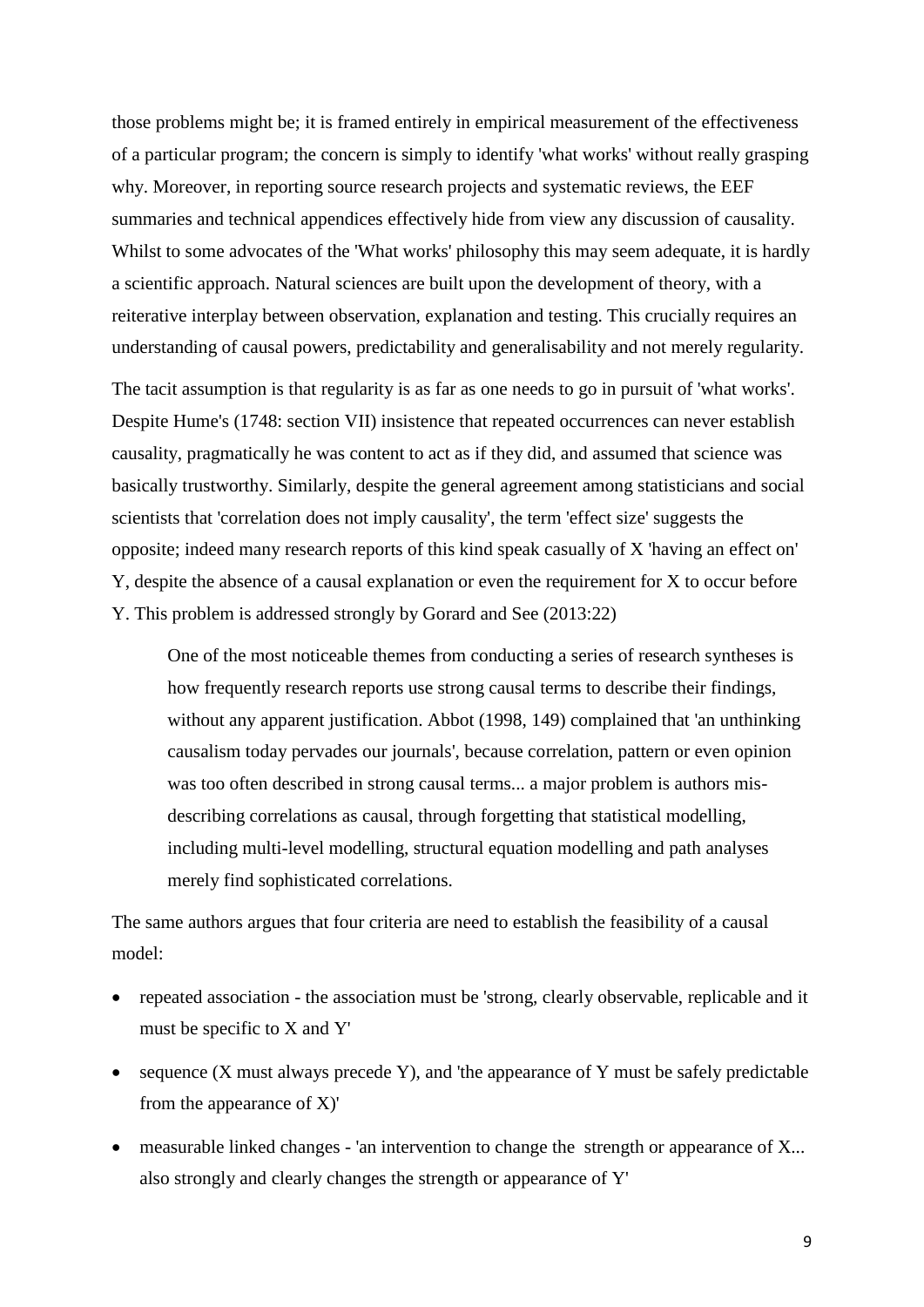those problems might be; it is framed entirely in empirical measurement of the effectiveness of a particular program; the concern is simply to identify 'what works' without really grasping why. Moreover, in reporting source research projects and systematic reviews, the EEF summaries and technical appendices effectively hide from view any discussion of causality. Whilst to some advocates of the 'What works' philosophy this may seem adequate, it is hardly a scientific approach. Natural sciences are built upon the development of theory, with a reiterative interplay between observation, explanation and testing. This crucially requires an understanding of causal powers, predictability and generalisability and not merely regularity.

The tacit assumption is that regularity is as far as one needs to go in pursuit of 'what works'. Despite Hume's (1748: section VII) insistence that repeated occurrences can never establish causality, pragmatically he was content to act as if they did, and assumed that science was basically trustworthy. Similarly, despite the general agreement among statisticians and social scientists that 'correlation does not imply causality', the term 'effect size' suggests the opposite; indeed many research reports of this kind speak casually of X 'having an effect on' Y, despite the absence of a causal explanation or even the requirement for X to occur before Y. This problem is addressed strongly by Gorard and See (2013:22)

> One of the most noticeable themes from conducting a series of research syntheses is how frequently research reports use strong causal terms to describe their findings, without any apparent justification. Abbot (1998, 149) complained that 'an unthinking causalism today pervades our journals', because correlation, pattern or even opinion was too often described in strong causal terms... a major problem is authors mis-describing correlations as causal, through forgetting that statistical modelling, including multi-level modelling, structural equation modelling and path analyses merely find sophisticated correlations.

The same authors argues that four criteria are need to establish the feasibility of a causal model:

- repeated association - the association must be 'strong, clearly observable, replicable and it must be specific to X and Y'
- sequence (X must always precede Y), and 'the appearance of Y must be safely predictable from the appearance of X)'
- measurable linked changes - 'an intervention to change the strength or appearance of X... also strongly and clearly changes the strength or appearance of Y'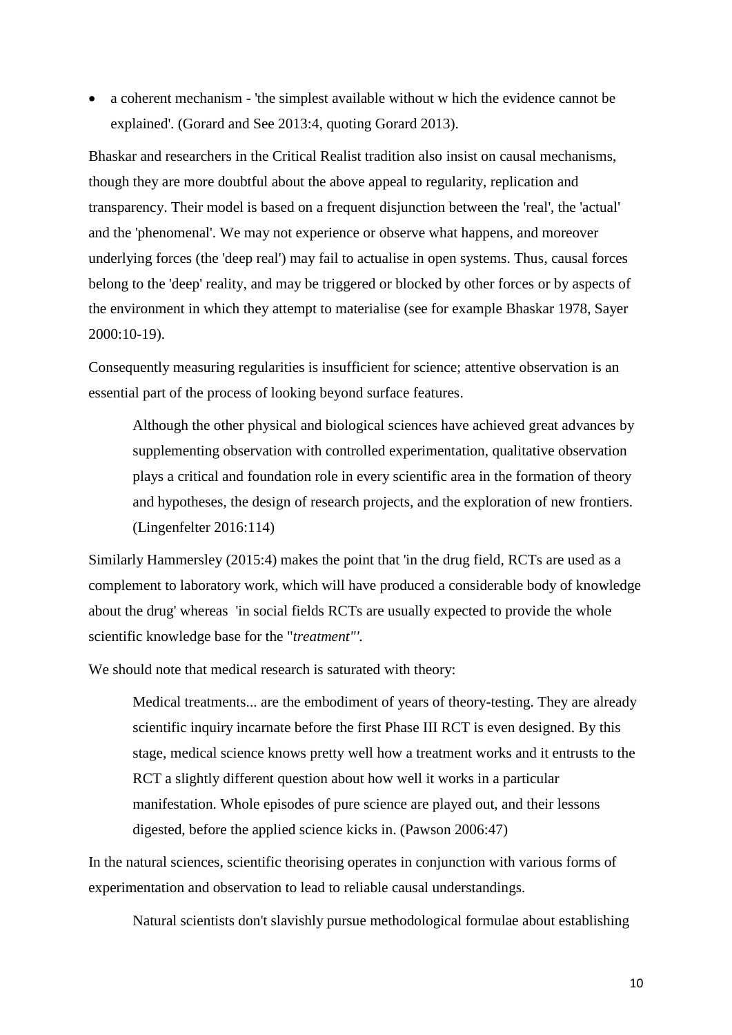- a coherent mechanism - 'the simplest available without w hich the evidence cannot be explained'. (Gorard and See 2013:4, quoting Gorard 2013).

Bhaskar and researchers in the Critical Realist tradition also insist on causal mechanisms, though they are more doubtful about the above appeal to regularity, replication and transparency. Their model is based on a frequent disjunction between the 'real', the 'actual' and the 'phenomenal'. We may not experience or observe what happens, and moreover underlying forces (the 'deep real') may fail to actualise in open systems. Thus, causal forces belong to the 'deep' reality, and may be triggered or blocked by other forces or by aspects of the environment in which they attempt to materialise (see for example Bhaskar 1978, Sayer 2000:10-19).

Consequently measuring regularities is insufficient for science; attentive observation is an essential part of the process of looking beyond surface features.

> Although the other physical and biological sciences have achieved great advances by supplementing observation with controlled experimentation, qualitative observation plays a critical and foundation role in every scientific area in the formation of theory and hypotheses, the design of research projects, and the exploration of new frontiers. (Lingenfelter 2016:114)

Similarly Hammersley (2015:4) makes the point that 'in the drug field, RCTs are used as a complement to laboratory work, which will have produced a considerable body of knowledge about the drug' whereas 'in social fields RCTs are usually expected to provide the whole scientific knowledge base for the "*treatment*"'.

We should note that medical research is saturated with theory:

> Medical treatments... are the embodiment of years of theory-testing. They are already scientific inquiry incarnate before the first Phase III RCT is even designed. By this stage, medical science knows pretty well how a treatment works and it entrusts to the RCT a slightly different question about how well it works in a particular manifestation. Whole episodes of pure science are played out, and their lessons digested, before the applied science kicks in. (Pawson 2006:47)

In the natural sciences, scientific theorising operates in conjunction with various forms of experimentation and observation to lead to reliable causal understandings.

> Natural scientists don't slavishly pursue methodological formulae about establishing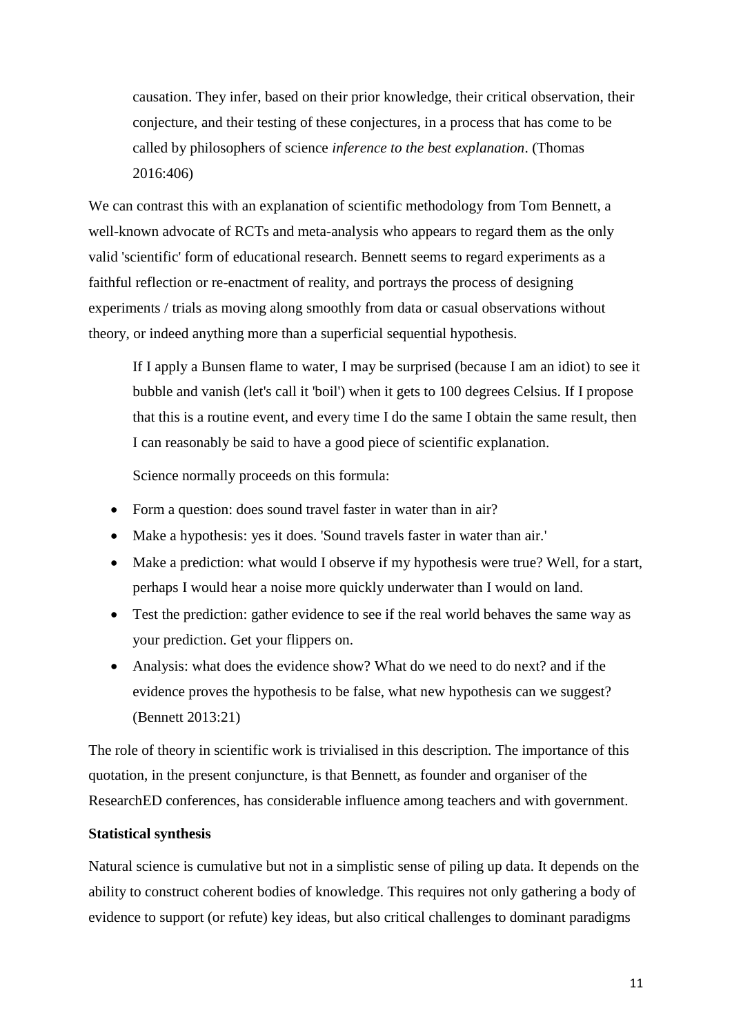> causation. They infer, based on their prior knowledge, their critical observation, their conjecture, and their testing of these conjectures, in a process that has come to be called by philosophers of science *inference to the best explanation*. (Thomas 2016:406)

We can contrast this with an explanation of scientific methodology from Tom Bennett, a well-known advocate of RCTs and meta-analysis who appears to regard them as the only valid 'scientific' form of educational research. Bennett seems to regard experiments as a faithful reflection or re-enactment of reality, and portrays the process of designing experiments / trials as moving along smoothly from data or casual observations without theory, or indeed anything more than a superficial sequential hypothesis.

> If I apply a Bunsen flame to water, I may be surprised (because I am an idiot) to see it bubble and vanish (let's call it 'boil') when it gets to 100 degrees Celsius. If I propose that this is a routine event, and every time I do the same I obtain the same result, then I can reasonably be said to have a good piece of scientific explanation.
>
> Science normally proceeds on this formula:
>
> - Form a question: does sound travel faster in water than in air?
> - Make a hypothesis: yes it does. 'Sound travels faster in water than air.'
> - Make a prediction: what would I observe if my hypothesis were true? Well, for a start, perhaps I would hear a noise more quickly underwater than I would on land.
> - Test the prediction: gather evidence to see if the real world behaves the same way as your prediction. Get your flippers on.
> - Analysis: what does the evidence show? What do we need to do next? and if the evidence proves the hypothesis to be false, what new hypothesis can we suggest? (Bennett 2013:21)

The role of theory in scientific work is trivialised in this description. The importance of this quotation, in the present conjuncture, is that Bennett, as founder and organiser of the ResearchED conferences, has considerable influence among teachers and with government.

**Statistical synthesis**

Natural science is cumulative but not in a simplistic sense of piling up data. It depends on the ability to construct coherent bodies of knowledge. This requires not only gathering a body of evidence to support (or refute) key ideas, but also critical challenges to dominant paradigms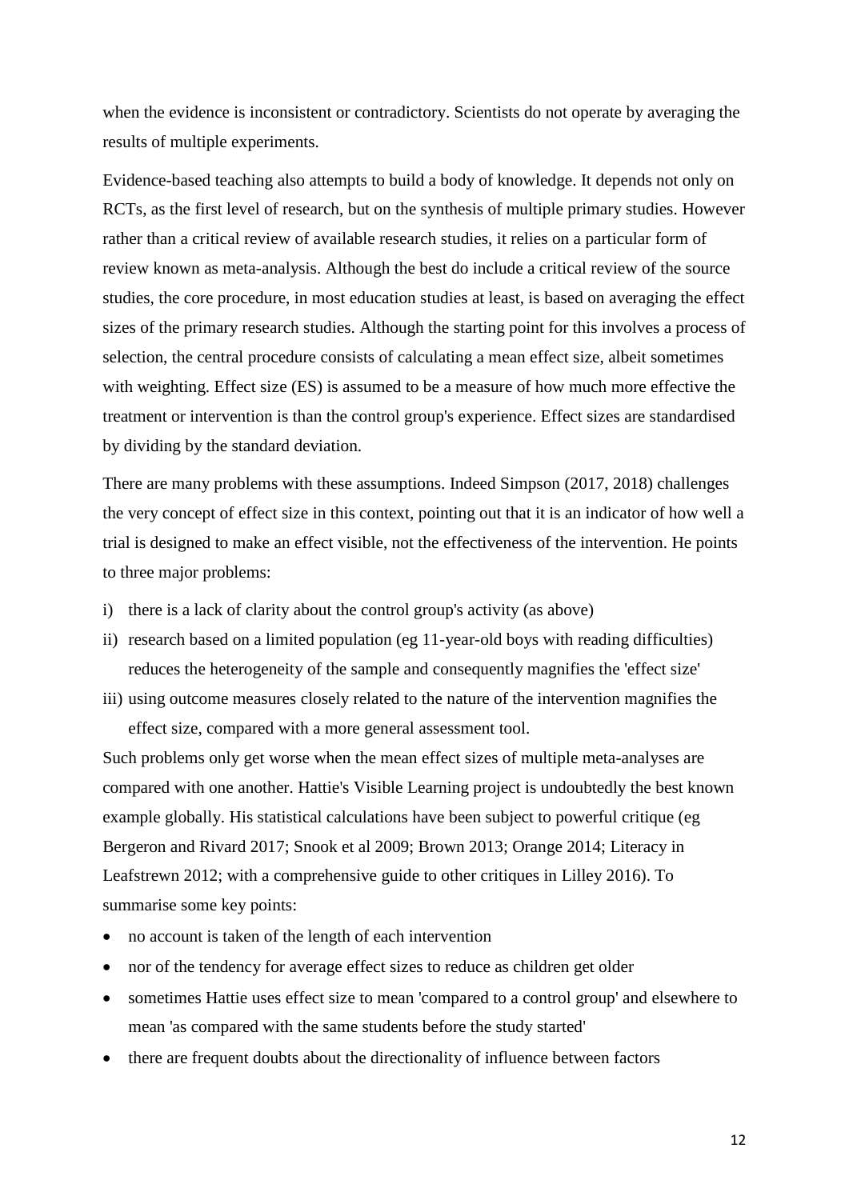when the evidence is inconsistent or contradictory. Scientists do not operate by averaging the results of multiple experiments.

Evidence-based teaching also attempts to build a body of knowledge. It depends not only on RCTs, as the first level of research, but on the synthesis of multiple primary studies. However rather than a critical review of available research studies, it relies on a particular form of review known as meta-analysis. Although the best do include a critical review of the source studies, the core procedure, in most education studies at least, is based on averaging the effect sizes of the primary research studies. Although the starting point for this involves a process of selection, the central procedure consists of calculating a mean effect size, albeit sometimes with weighting. Effect size (ES) is assumed to be a measure of how much more effective the treatment or intervention is than the control group's experience. Effect sizes are standardised by dividing by the standard deviation.

There are many problems with these assumptions. Indeed Simpson (2017, 2018) challenges the very concept of effect size in this context, pointing out that it is an indicator of how well a trial is designed to make an effect visible, not the effectiveness of the intervention. He points to three major problems:

i) there is a lack of clarity about the control group's activity (as above)
ii) research based on a limited population (eg 11-year-old boys with reading difficulties) reduces the heterogeneity of the sample and consequently magnifies the 'effect size'
iii) using outcome measures closely related to the nature of the intervention magnifies the effect size, compared with a more general assessment tool.

Such problems only get worse when the mean effect sizes of multiple meta-analyses are compared with one another. Hattie's Visible Learning project is undoubtedly the best known example globally. His statistical calculations have been subject to powerful critique (eg Bergeron and Rivard 2017; Snook et al 2009; Brown 2013; Orange 2014; Literacy in Leafstrewn 2012; with a comprehensive guide to other critiques in Lilley 2016). To summarise some key points:

- no account is taken of the length of each intervention
- nor of the tendency for average effect sizes to reduce as children get older
- sometimes Hattie uses effect size to mean 'compared to a control group' and elsewhere to mean 'as compared with the same students before the study started'
- there are frequent doubts about the directionality of influence between factors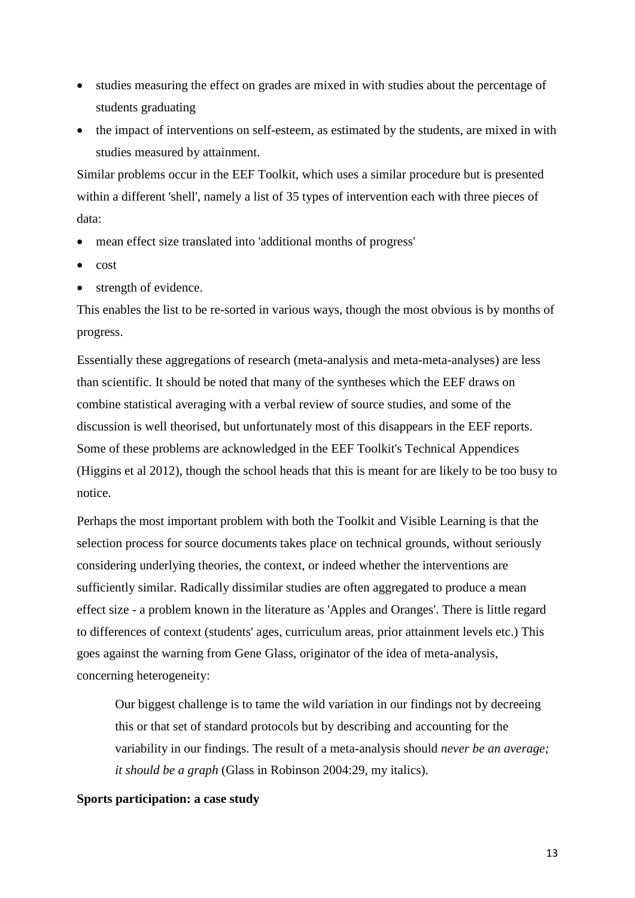- studies measuring the effect on grades are mixed in with studies about the percentage of students graduating
- the impact of interventions on self-esteem, as estimated by the students, are mixed in with studies measured by attainment.

Similar problems occur in the EEF Toolkit, which uses a similar procedure but is presented within a different 'shell', namely a list of 35 types of intervention each with three pieces of data:

- mean effect size translated into 'additional months of progress'
- cost
- strength of evidence.

This enables the list to be re-sorted in various ways, though the most obvious is by months of progress.

Essentially these aggregations of research (meta-analysis and meta-meta-analyses) are less than scientific. It should be noted that many of the syntheses which the EEF draws on combine statistical averaging with a verbal review of source studies, and some of the discussion is well theorised, but unfortunately most of this disappears in the EEF reports. Some of these problems are acknowledged in the EEF Toolkit's Technical Appendices (Higgins et al 2012), though the school heads that this is meant for are likely to be too busy to notice.

Perhaps the most important problem with both the Toolkit and Visible Learning is that the selection process for source documents takes place on technical grounds, without seriously considering underlying theories, the context, or indeed whether the interventions are sufficiently similar. Radically dissimilar studies are often aggregated to produce a mean effect size - a problem known in the literature as 'Apples and Oranges'. There is little regard to differences of context (students' ages, curriculum areas, prior attainment levels etc.) This goes against the warning from Gene Glass, originator of the idea of meta-analysis, concerning heterogeneity:

> Our biggest challenge is to tame the wild variation in our findings not by decreeing this or that set of standard protocols but by describing and accounting for the variability in our findings. The result of a meta-analysis should *never be an average; it should be a graph* (Glass in Robinson 2004:29, my italics).

**Sports participation: a case study**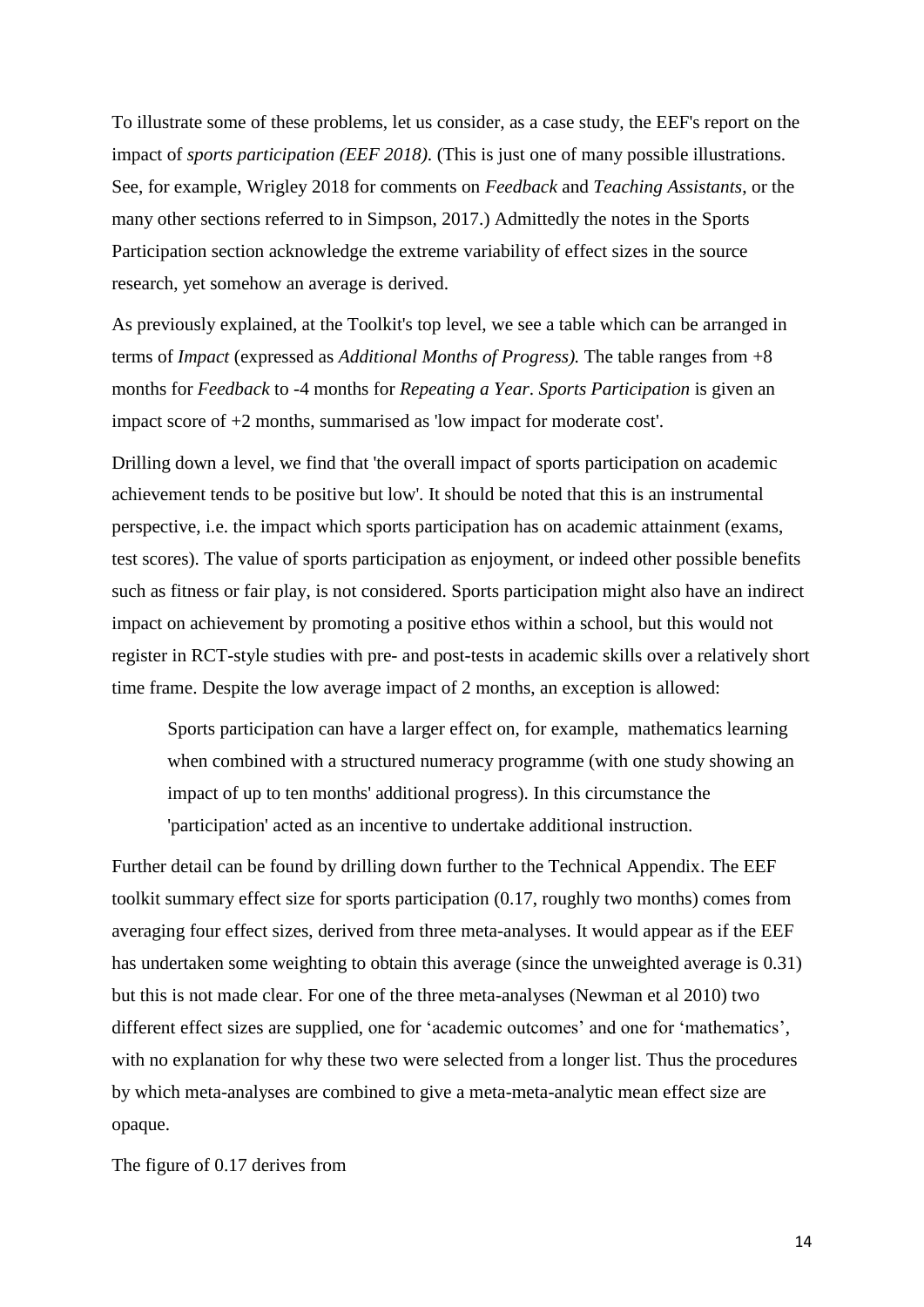To illustrate some of these problems, let us consider, as a case study, the EEF's report on the impact of *sports participation (EEF 2018)*. (This is just one of many possible illustrations. See, for example, Wrigley 2018 for comments on *Feedback* and *Teaching Assistants*, or the many other sections referred to in Simpson, 2017.) Admittedly the notes in the Sports Participation section acknowledge the extreme variability of effect sizes in the source research, yet somehow an average is derived.

As previously explained, at the Toolkit's top level, we see a table which can be arranged in terms of *Impact* (expressed as *Additional Months of Progress).* The table ranges from +8 months for *Feedback* to -4 months for *Repeating a Year*. *Sports Participation* is given an impact score of +2 months, summarised as 'low impact for moderate cost'.

Drilling down a level, we find that 'the overall impact of sports participation on academic achievement tends to be positive but low'. It should be noted that this is an instrumental perspective, i.e. the impact which sports participation has on academic attainment (exams, test scores). The value of sports participation as enjoyment, or indeed other possible benefits such as fitness or fair play, is not considered. Sports participation might also have an indirect impact on achievement by promoting a positive ethos within a school, but this would not register in RCT-style studies with pre- and post-tests in academic skills over a relatively short time frame. Despite the low average impact of 2 months, an exception is allowed:

> Sports participation can have a larger effect on, for example, mathematics learning when combined with a structured numeracy programme (with one study showing an impact of up to ten months' additional progress). In this circumstance the 'participation' acted as an incentive to undertake additional instruction.

Further detail can be found by drilling down further to the Technical Appendix. The EEF toolkit summary effect size for sports participation (0.17, roughly two months) comes from averaging four effect sizes, derived from three meta-analyses. It would appear as if the EEF has undertaken some weighting to obtain this average (since the unweighted average is 0.31) but this is not made clear. For one of the three meta-analyses (Newman et al 2010) two different effect sizes are supplied, one for 'academic outcomes' and one for 'mathematics', with no explanation for why these two were selected from a longer list. Thus the procedures by which meta-analyses are combined to give a meta-meta-analytic mean effect size are opaque.

The figure of 0.17 derives from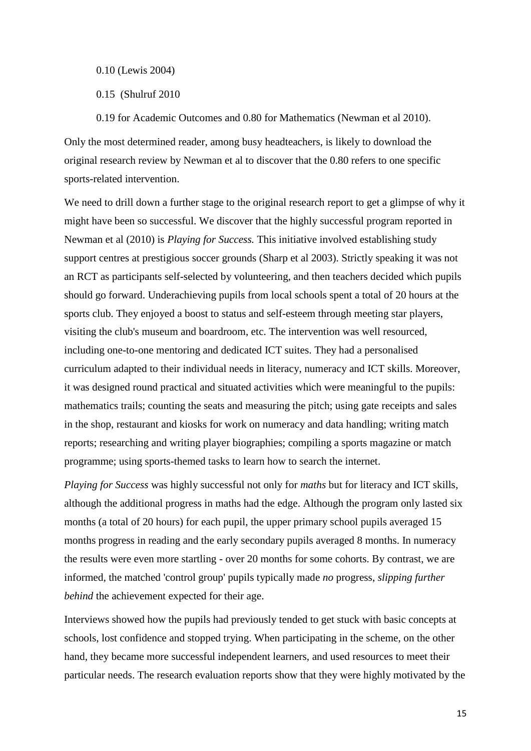0.10 (Lewis 2004)

0.15 (Shulruf 2010

0.19 for Academic Outcomes and 0.80 for Mathematics (Newman et al 2010).

Only the most determined reader, among busy headteachers, is likely to download the original research review by Newman et al to discover that the 0.80 refers to one specific sports-related intervention.

We need to drill down a further stage to the original research report to get a glimpse of why it might have been so successful. We discover that the highly successful program reported in Newman et al (2010) is *Playing for Success.* This initiative involved establishing study support centres at prestigious soccer grounds (Sharp et al 2003). Strictly speaking it was not an RCT as participants self-selected by volunteering, and then teachers decided which pupils should go forward. Underachieving pupils from local schools spent a total of 20 hours at the sports club. They enjoyed a boost to status and self-esteem through meeting star players, visiting the club's museum and boardroom, etc. The intervention was well resourced, including one-to-one mentoring and dedicated ICT suites. They had a personalised curriculum adapted to their individual needs in literacy, numeracy and ICT skills. Moreover, it was designed round practical and situated activities which were meaningful to the pupils: mathematics trails; counting the seats and measuring the pitch; using gate receipts and sales in the shop, restaurant and kiosks for work on numeracy and data handling; writing match reports; researching and writing player biographies; compiling a sports magazine or match programme; using sports-themed tasks to learn how to search the internet.

*Playing for Success* was highly successful not only for *maths* but for literacy and ICT skills, although the additional progress in maths had the edge. Although the program only lasted six months (a total of 20 hours) for each pupil, the upper primary school pupils averaged 15 months progress in reading and the early secondary pupils averaged 8 months. In numeracy the results were even more startling - over 20 months for some cohorts. By contrast, we are informed, the matched 'control group' pupils typically made *no* progress, *slipping further behind* the achievement expected for their age.

Interviews showed how the pupils had previously tended to get stuck with basic concepts at schools, lost confidence and stopped trying. When participating in the scheme, on the other hand, they became more successful independent learners, and used resources to meet their particular needs. The research evaluation reports show that they were highly motivated by the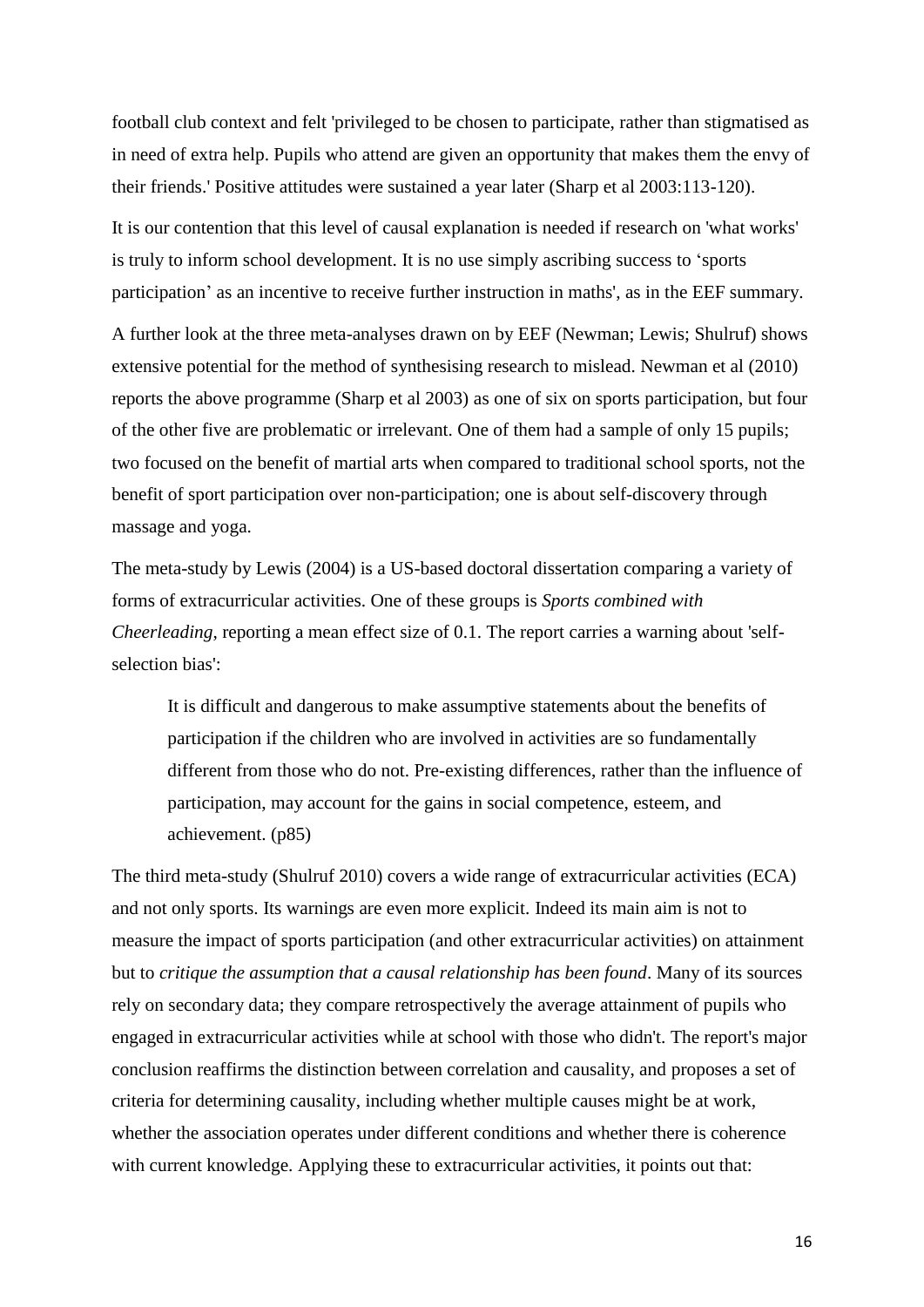football club context and felt 'privileged to be chosen to participate, rather than stigmatised as in need of extra help. Pupils who attend are given an opportunity that makes them the envy of their friends.' Positive attitudes were sustained a year later (Sharp et al 2003:113-120).

It is our contention that this level of causal explanation is needed if research on 'what works' is truly to inform school development. It is no use simply ascribing success to 'sports participation' as an incentive to receive further instruction in maths', as in the EEF summary.

A further look at the three meta-analyses drawn on by EEF (Newman; Lewis; Shulruf) shows extensive potential for the method of synthesising research to mislead. Newman et al (2010) reports the above programme (Sharp et al 2003) as one of six on sports participation, but four of the other five are problematic or irrelevant. One of them had a sample of only 15 pupils; two focused on the benefit of martial arts when compared to traditional school sports, not the benefit of sport participation over non-participation; one is about self-discovery through massage and yoga.

The meta-study by Lewis (2004) is a US-based doctoral dissertation comparing a variety of forms of extracurricular activities. One of these groups is *Sports combined with Cheerleading*, reporting a mean effect size of 0.1. The report carries a warning about 'self-selection bias':

> It is difficult and dangerous to make assumptive statements about the benefits of participation if the children who are involved in activities are so fundamentally different from those who do not. Pre-existing differences, rather than the influence of participation, may account for the gains in social competence, esteem, and achievement. (p85)

The third meta-study (Shulruf 2010) covers a wide range of extracurricular activities (ECA) and not only sports. Its warnings are even more explicit. Indeed its main aim is not to measure the impact of sports participation (and other extracurricular activities) on attainment but to *critique the assumption that a causal relationship has been found*. Many of its sources rely on secondary data; they compare retrospectively the average attainment of pupils who engaged in extracurricular activities while at school with those who didn't. The report's major conclusion reaffirms the distinction between correlation and causality, and proposes a set of criteria for determining causality, including whether multiple causes might be at work, whether the association operates under different conditions and whether there is coherence with current knowledge. Applying these to extracurricular activities, it points out that: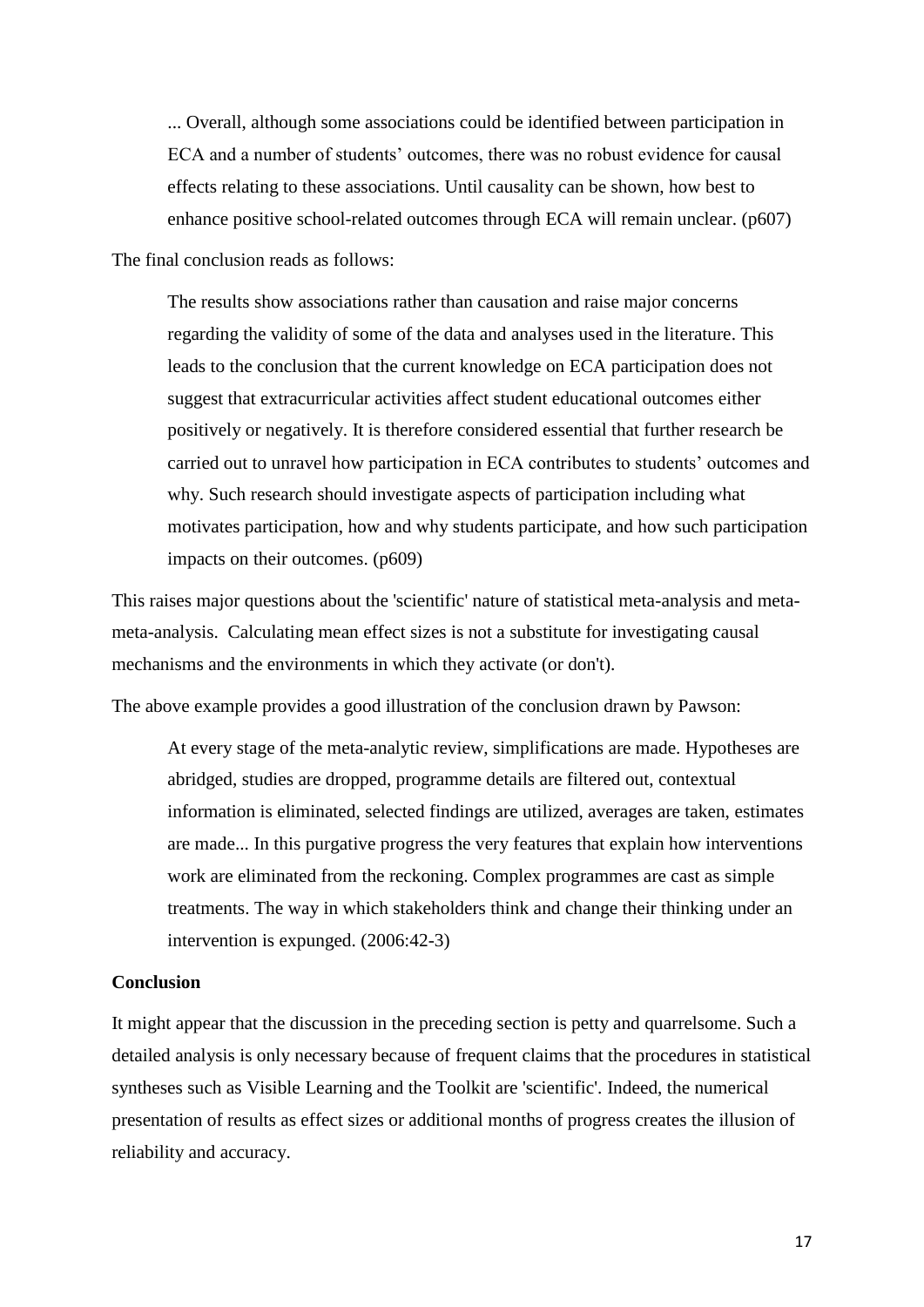> ... Overall, although some associations could be identified between participation in ECA and a number of students' outcomes, there was no robust evidence for causal effects relating to these associations. Until causality can be shown, how best to enhance positive school-related outcomes through ECA will remain unclear. (p607)

The final conclusion reads as follows:

> The results show associations rather than causation and raise major concerns regarding the validity of some of the data and analyses used in the literature. This leads to the conclusion that the current knowledge on ECA participation does not suggest that extracurricular activities affect student educational outcomes either positively or negatively. It is therefore considered essential that further research be carried out to unravel how participation in ECA contributes to students' outcomes and why. Such research should investigate aspects of participation including what motivates participation, how and why students participate, and how such participation impacts on their outcomes. (p609)

This raises major questions about the 'scientific' nature of statistical meta-analysis and meta-meta-analysis. Calculating mean effect sizes is not a substitute for investigating causal mechanisms and the environments in which they activate (or don't).

The above example provides a good illustration of the conclusion drawn by Pawson:

> At every stage of the meta-analytic review, simplifications are made. Hypotheses are abridged, studies are dropped, programme details are filtered out, contextual information is eliminated, selected findings are utilized, averages are taken, estimates are made... In this purgative progress the very features that explain how interventions work are eliminated from the reckoning. Complex programmes are cast as simple treatments. The way in which stakeholders think and change their thinking under an intervention is expunged. (2006:42-3)

## Conclusion

It might appear that the discussion in the preceding section is petty and quarrelsome. Such a detailed analysis is only necessary because of frequent claims that the procedures in statistical syntheses such as Visible Learning and the Toolkit are 'scientific'. Indeed, the numerical presentation of results as effect sizes or additional months of progress creates the illusion of reliability and accuracy.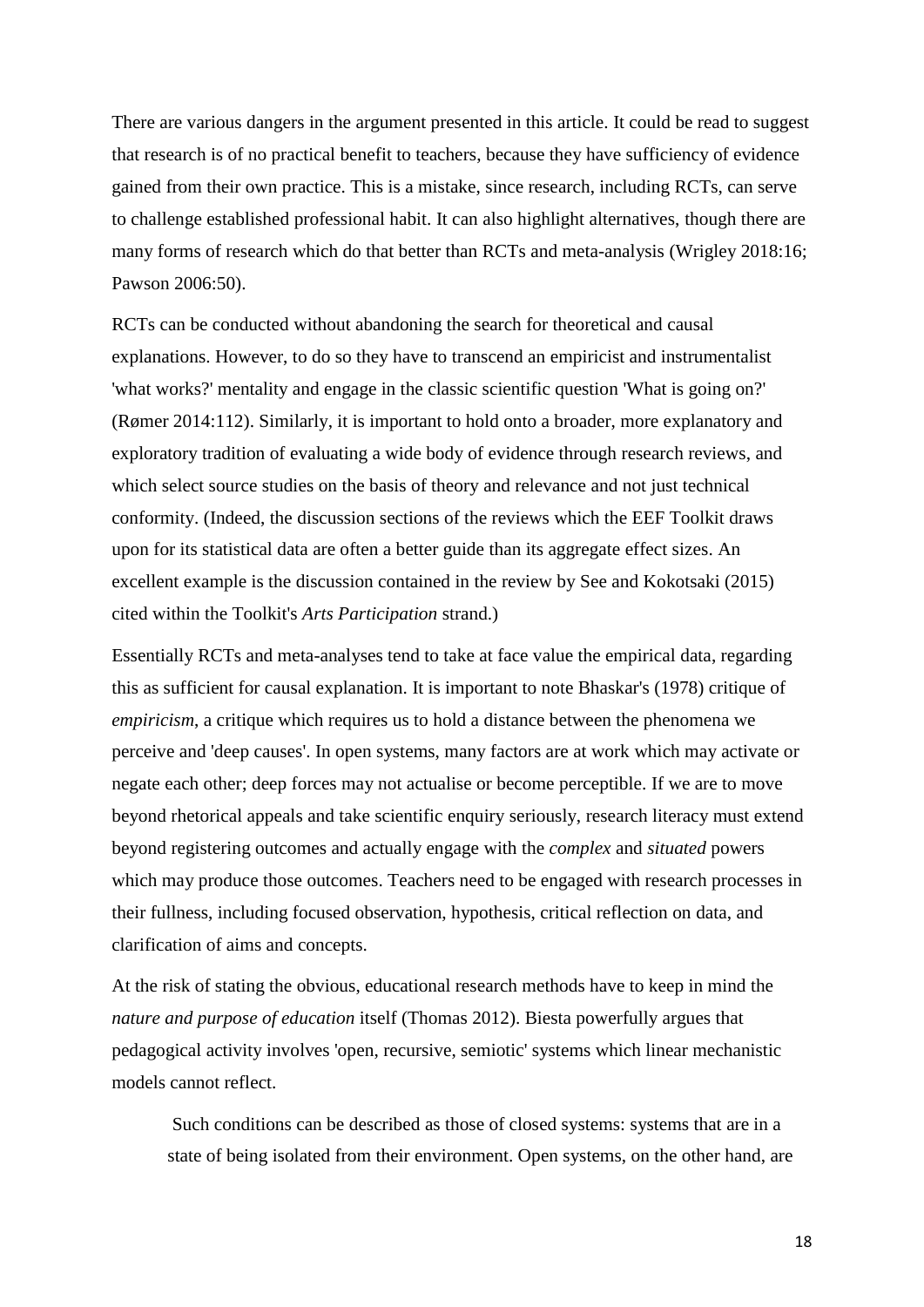There are various dangers in the argument presented in this article. It could be read to suggest that research is of no practical benefit to teachers, because they have sufficiency of evidence gained from their own practice. This is a mistake, since research, including RCTs, can serve to challenge established professional habit. It can also highlight alternatives, though there are many forms of research which do that better than RCTs and meta-analysis (Wrigley 2018:16; Pawson 2006:50).

RCTs can be conducted without abandoning the search for theoretical and causal explanations. However, to do so they have to transcend an empiricist and instrumentalist 'what works?' mentality and engage in the classic scientific question 'What is going on?' (Rømer 2014:112). Similarly, it is important to hold onto a broader, more explanatory and exploratory tradition of evaluating a wide body of evidence through research reviews, and which select source studies on the basis of theory and relevance and not just technical conformity. (Indeed, the discussion sections of the reviews which the EEF Toolkit draws upon for its statistical data are often a better guide than its aggregate effect sizes. An excellent example is the discussion contained in the review by See and Kokotsaki (2015) cited within the Toolkit's *Arts Participation* strand.)

Essentially RCTs and meta-analyses tend to take at face value the empirical data, regarding this as sufficient for causal explanation. It is important to note Bhaskar's (1978) critique of *empiricism*, a critique which requires us to hold a distance between the phenomena we perceive and 'deep causes'. In open systems, many factors are at work which may activate or negate each other; deep forces may not actualise or become perceptible. If we are to move beyond rhetorical appeals and take scientific enquiry seriously, research literacy must extend beyond registering outcomes and actually engage with the *complex* and *situated* powers which may produce those outcomes. Teachers need to be engaged with research processes in their fullness, including focused observation, hypothesis, critical reflection on data, and clarification of aims and concepts.

At the risk of stating the obvious, educational research methods have to keep in mind the *nature and purpose of education* itself (Thomas 2012). Biesta powerfully argues that pedagogical activity involves 'open, recursive, semiotic' systems which linear mechanistic models cannot reflect.

> Such conditions can be described as those of closed systems: systems that are in a state of being isolated from their environment. Open systems, on the other hand, are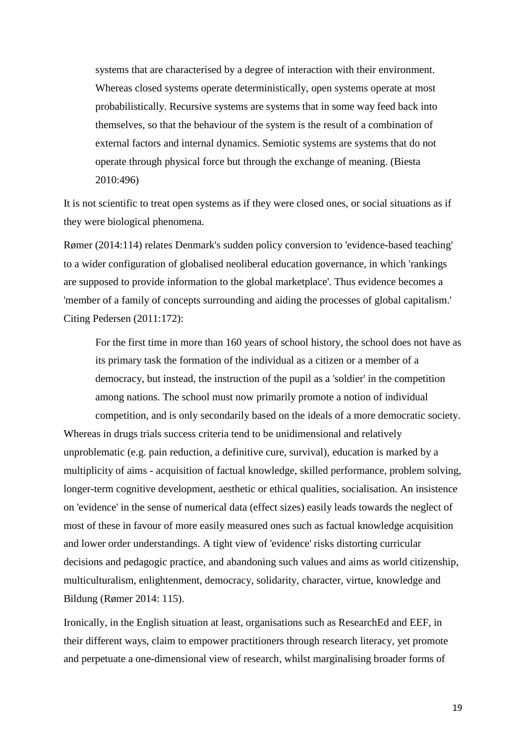> systems that are characterised by a degree of interaction with their environment. Whereas closed systems operate deterministically, open systems operate at most probabilistically. Recursive systems are systems that in some way feed back into themselves, so that the behaviour of the system is the result of a combination of external factors and internal dynamics. Semiotic systems are systems that do not operate through physical force but through the exchange of meaning. (Biesta 2010:496)

It is not scientific to treat open systems as if they were closed ones, or social situations as if they were biological phenomena.

Rømer (2014:114) relates Denmark's sudden policy conversion to 'evidence-based teaching' to a wider configuration of globalised neoliberal education governance, in which 'rankings are supposed to provide information to the global marketplace'. Thus evidence becomes a 'member of a family of concepts surrounding and aiding the processes of global capitalism.' Citing Pedersen (2011:172):

> For the first time in more than 160 years of school history, the school does not have as its primary task the formation of the individual as a citizen or a member of a democracy, but instead, the instruction of the pupil as a 'soldier' in the competition among nations. The school must now primarily promote a notion of individual competition, and is only secondarily based on the ideals of a more democratic society.

Whereas in drugs trials success criteria tend to be unidimensional and relatively unproblematic (e.g. pain reduction, a definitive cure, survival), education is marked by a multiplicity of aims - acquisition of factual knowledge, skilled performance, problem solving, longer-term cognitive development, aesthetic or ethical qualities, socialisation. An insistence on 'evidence' in the sense of numerical data (effect sizes) easily leads towards the neglect of most of these in favour of more easily measured ones such as factual knowledge acquisition and lower order understandings. A tight view of 'evidence' risks distorting curricular decisions and pedagogic practice, and abandoning such values and aims as world citizenship, multiculturalism, enlightenment, democracy, solidarity, character, virtue, knowledge and Bildung (Rømer 2014: 115).

Ironically, in the English situation at least, organisations such as ResearchEd and EEF, in their different ways, claim to empower practitioners through research literacy, yet promote and perpetuate a one-dimensional view of research, whilst marginalising broader forms of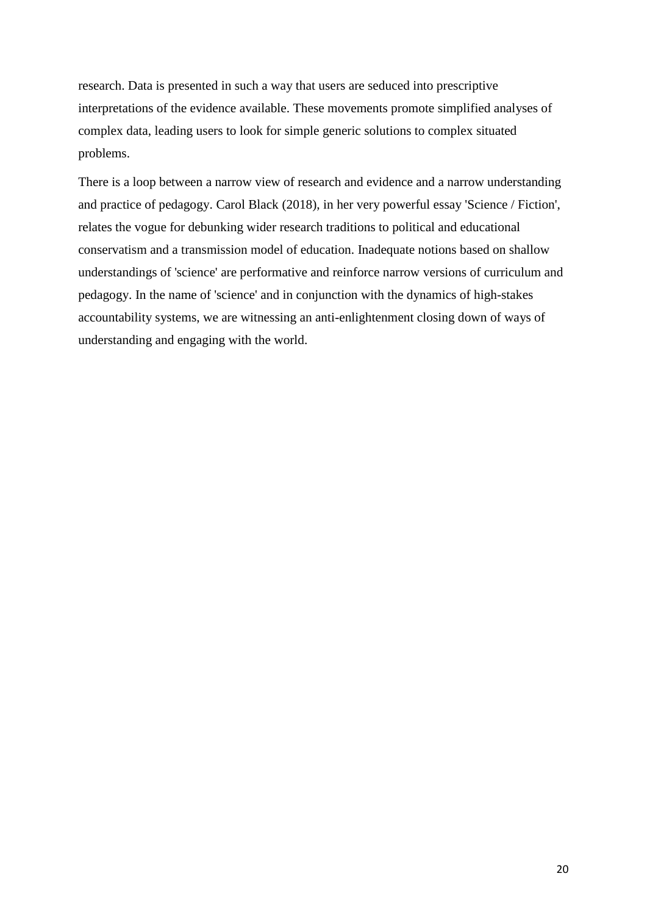research. Data is presented in such a way that users are seduced into prescriptive interpretations of the evidence available. These movements promote simplified analyses of complex data, leading users to look for simple generic solutions to complex situated problems.

There is a loop between a narrow view of research and evidence and a narrow understanding and practice of pedagogy. Carol Black (2018), in her very powerful essay 'Science / Fiction', relates the vogue for debunking wider research traditions to political and educational conservatism and a transmission model of education. Inadequate notions based on shallow understandings of 'science' are performative and reinforce narrow versions of curriculum and pedagogy. In the name of 'science' and in conjunction with the dynamics of high-stakes accountability systems, we are witnessing an anti-enlightenment closing down of ways of understanding and engaging with the world.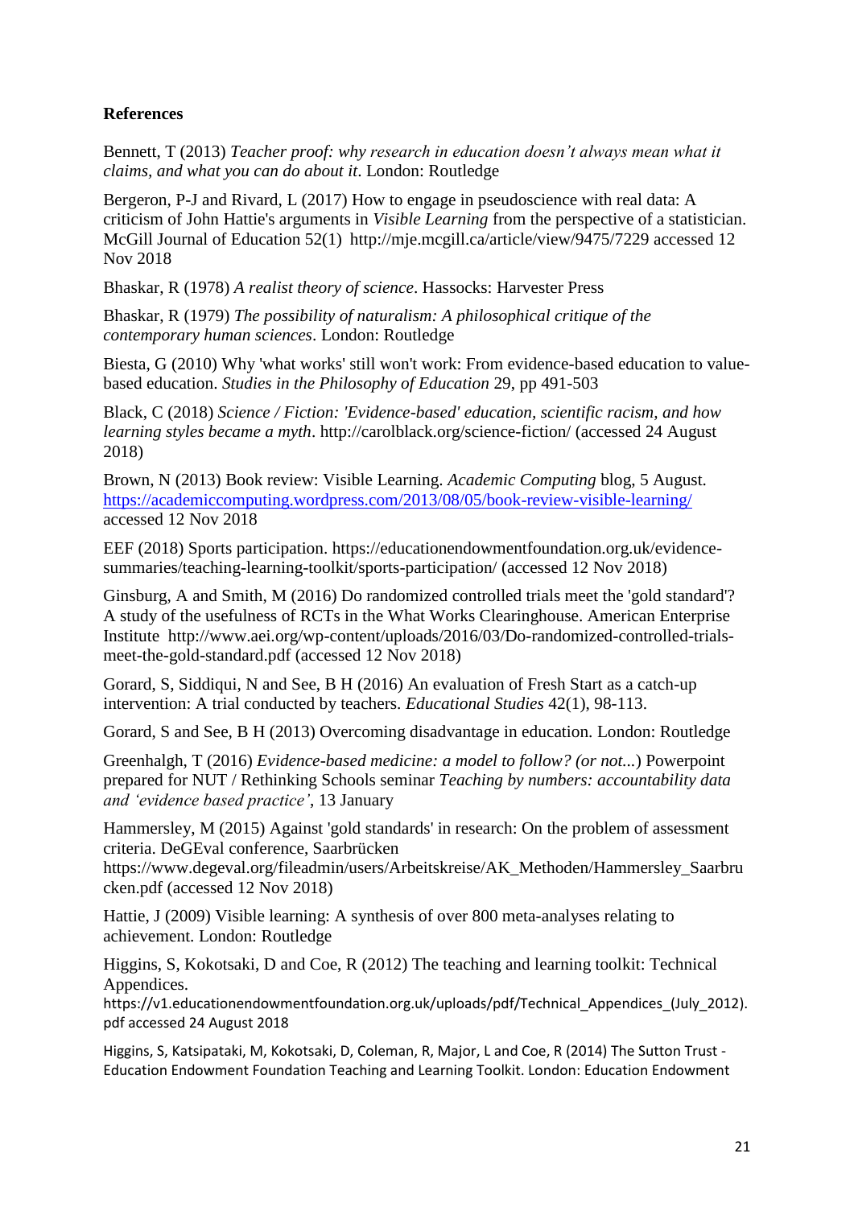**References**

Bennett, T (2013) *Teacher proof: why research in education doesn't always mean what it claims, and what you can do about it*. London: Routledge

Bergeron, P-J and Rivard, L (2017) How to engage in pseudoscience with real data: A criticism of John Hattie's arguments in *Visible Learning* from the perspective of a statistician. McGill Journal of Education 52(1) http://mje.mcgill.ca/article/view/9475/7229 accessed 12 Nov 2018

Bhaskar, R (1978) *A realist theory of science*. Hassocks: Harvester Press

Bhaskar, R (1979) *The possibility of naturalism: A philosophical critique of the contemporary human sciences*. London: Routledge

Biesta, G (2010) Why 'what works' still won't work: From evidence-based education to value-based education. *Studies in the Philosophy of Education* 29, pp 491-503

Black, C (2018) *Science / Fiction: 'Evidence-based' education, scientific racism, and how learning styles became a myth*. http://carolblack.org/science-fiction/ (accessed 24 August 2018)

Brown, N (2013) Book review: Visible Learning. *Academic Computing* blog, 5 August. https://academiccomputing.wordpress.com/2013/08/05/book-review-visible-learning/ accessed 12 Nov 2018

EEF (2018) Sports participation. https://educationendowmentfoundation.org.uk/evidence-summaries/teaching-learning-toolkit/sports-participation/ (accessed 12 Nov 2018)

Ginsburg, A and Smith, M (2016) Do randomized controlled trials meet the 'gold standard'? A study of the usefulness of RCTs in the What Works Clearinghouse. American Enterprise Institute http://www.aei.org/wp-content/uploads/2016/03/Do-randomized-controlled-trials-meet-the-gold-standard.pdf (accessed 12 Nov 2018)

Gorard, S, Siddiqui, N and See, B H (2016) An evaluation of Fresh Start as a catch-up intervention: A trial conducted by teachers. *Educational Studies* 42(1), 98-113.

Gorard, S and See, B H (2013) Overcoming disadvantage in education. London: Routledge

Greenhalgh, T (2016) *Evidence-based medicine: a model to follow? (or not...)* Powerpoint prepared for NUT / Rethinking Schools seminar *Teaching by numbers: accountability data and 'evidence based practice'*, 13 January

Hammersley, M (2015) Against 'gold standards' in research: On the problem of assessment criteria. DeGEval conference, Saarbrücken https://www.degeval.org/fileadmin/users/Arbeitskreise/AK_Methoden/Hammersley_Saarbrucken.pdf (accessed 12 Nov 2018)

Hattie, J (2009) Visible learning: A synthesis of over 800 meta-analyses relating to achievement. London: Routledge

Higgins, S, Kokotsaki, D and Coe, R (2012) The teaching and learning toolkit: Technical Appendices. https://v1.educationendowmentfoundation.org.uk/uploads/pdf/Technical_Appendices_(July_2012).pdf accessed 24 August 2018

Higgins, S, Katsipataki, M, Kokotsaki, D, Coleman, R, Major, L and Coe, R (2014) The Sutton Trust - Education Endowment Foundation Teaching and Learning Toolkit. London: Education Endowment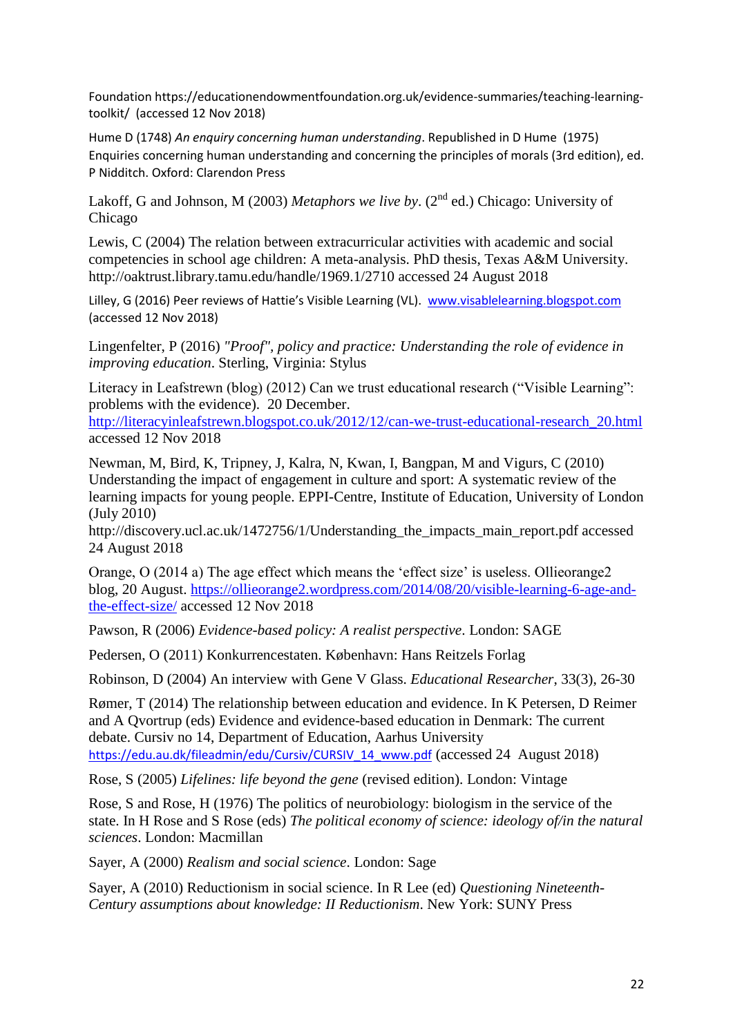Foundation https://educationendowmentfoundation.org.uk/evidence-summaries/teaching-learning-toolkit/ (accessed 12 Nov 2018)

Hume D (1748) *An enquiry concerning human understanding*. Republished in D Hume (1975) Enquiries concerning human understanding and concerning the principles of morals (3rd edition), ed. P Nidditch. Oxford: Clarendon Press

Lakoff, G and Johnson, M (2003) *Metaphors we live by*. (2nd ed.) Chicago: University of Chicago

Lewis, C (2004) The relation between extracurricular activities with academic and social competencies in school age children: A meta-analysis. PhD thesis, Texas A&M University. http://oaktrust.library.tamu.edu/handle/1969.1/2710 accessed 24 August 2018

Lilley, G (2016) Peer reviews of Hattie's Visible Learning (VL). www.visablelearning.blogspot.com (accessed 12 Nov 2018)

Lingenfelter, P (2016) *"Proof", policy and practice: Understanding the role of evidence in improving education*. Sterling, Virginia: Stylus

Literacy in Leafstrewn (blog) (2012) Can we trust educational research ("Visible Learning": problems with the evidence). 20 December. http://literacyinleafstrewn.blogspot.co.uk/2012/12/can-we-trust-educational-research_20.html accessed 12 Nov 2018

Newman, M, Bird, K, Tripney, J, Kalra, N, Kwan, I, Bangpan, M and Vigurs, C (2010) Understanding the impact of engagement in culture and sport: A systematic review of the learning impacts for young people. EPPI-Centre, Institute of Education, University of London (July 2010) http://discovery.ucl.ac.uk/1472756/1/Understanding_the_impacts_main_report.pdf accessed 24 August 2018

Orange, O (2014 a) The age effect which means the 'effect size' is useless. Ollieorange2 blog, 20 August. https://ollieorange2.wordpress.com/2014/08/20/visible-learning-6-age-and-the-effect-size/ accessed 12 Nov 2018

Pawson, R (2006) *Evidence-based policy: A realist perspective*. London: SAGE

Pedersen, O (2011) Konkurrencestaten. København: Hans Reitzels Forlag

Robinson, D (2004) An interview with Gene V Glass. *Educational Researcher*, 33(3), 26-30

Rømer, T (2014) The relationship between education and evidence. In K Petersen, D Reimer and A Qvortrup (eds) Evidence and evidence-based education in Denmark: The current debate. Cursiv no 14, Department of Education, Aarhus University https://edu.au.dk/fileadmin/edu/Cursiv/CURSIV_14_www.pdf (accessed 24 August 2018)

Rose, S (2005) *Lifelines: life beyond the gene* (revised edition). London: Vintage

Rose, S and Rose, H (1976) The politics of neurobiology: biologism in the service of the state. In H Rose and S Rose (eds) *The political economy of science: ideology of/in the natural sciences*. London: Macmillan

Sayer, A (2000) *Realism and social science*. London: Sage

Sayer, A (2010) Reductionism in social science. In R Lee (ed) *Questioning Nineteenth-Century assumptions about knowledge: II Reductionism*. New York: SUNY Press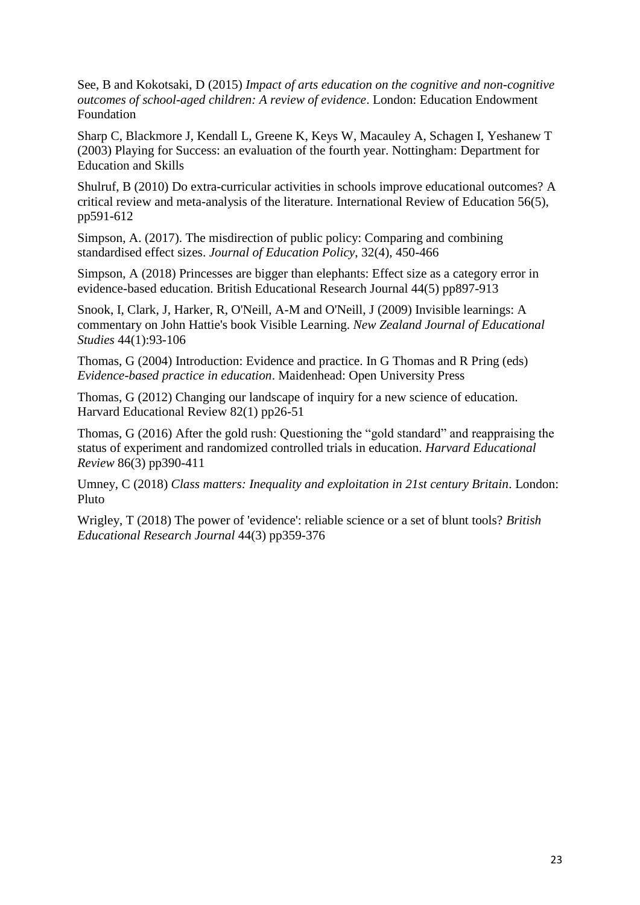See, B and Kokotsaki, D (2015) *Impact of arts education on the cognitive and non-cognitive outcomes of school-aged children: A review of evidence*. London: Education Endowment Foundation

Sharp C, Blackmore J, Kendall L, Greene K, Keys W, Macauley A, Schagen I, Yeshanew T (2003) Playing for Success: an evaluation of the fourth year. Nottingham: Department for Education and Skills

Shulruf, B (2010) Do extra-curricular activities in schools improve educational outcomes? A critical review and meta-analysis of the literature. International Review of Education 56(5), pp591-612

Simpson, A. (2017). The misdirection of public policy: Comparing and combining standardised effect sizes. *Journal of Education Policy*, 32(4), 450-466

Simpson, A (2018) Princesses are bigger than elephants: Effect size as a category error in evidence-based education. British Educational Research Journal 44(5) pp897-913

Snook, I, Clark, J, Harker, R, O'Neill, A-M and O'Neill, J (2009) Invisible learnings: A commentary on John Hattie's book Visible Learning. *New Zealand Journal of Educational Studies* 44(1):93-106

Thomas, G (2004) Introduction: Evidence and practice. In G Thomas and R Pring (eds) *Evidence-based practice in education*. Maidenhead: Open University Press

Thomas, G (2012) Changing our landscape of inquiry for a new science of education. Harvard Educational Review 82(1) pp26-51

Thomas, G (2016) After the gold rush: Questioning the "gold standard" and reappraising the status of experiment and randomized controlled trials in education. *Harvard Educational Review* 86(3) pp390-411

Umney, C (2018) *Class matters: Inequality and exploitation in 21st century Britain*. London: Pluto

Wrigley, T (2018) The power of 'evidence': reliable science or a set of blunt tools? *British Educational Research Journal* 44(3) pp359-376